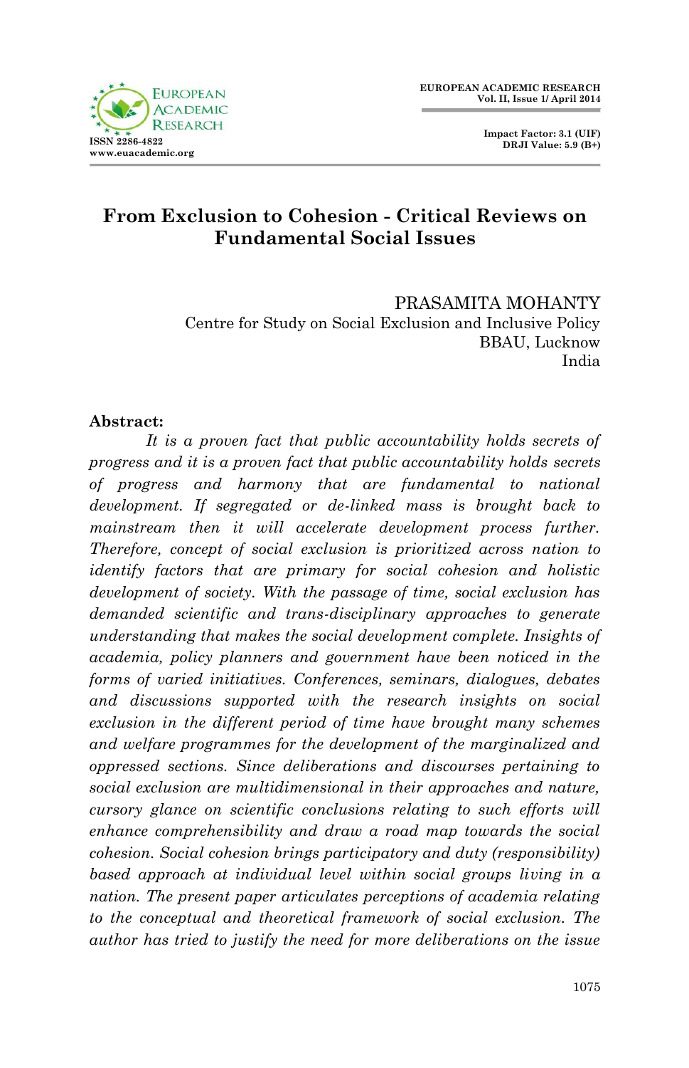EUROPEAN ACADEMIC RESEARCH
Vol. II, Issue 1/ April 2014

ISSN 2286-4822
www.euacademic.org

Impact Factor: 3.1 (UIF)
DRJI Value: 5.9 (B+)

# From Exclusion to Cohesion - Critical Reviews on Fundamental Social Issues

PRASAMITA MOHANTY
Centre for Study on Social Exclusion and Inclusive Policy
BBAU, Lucknow
India

**Abstract:**

*It is a proven fact that public accountability holds secrets of progress and it is a proven fact that public accountability holds secrets of progress and harmony that are fundamental to national development. If segregated or de-linked mass is brought back to mainstream then it will accelerate development process further. Therefore, concept of social exclusion is prioritized across nation to identify factors that are primary for social cohesion and holistic development of society. With the passage of time, social exclusion has demanded scientific and trans-disciplinary approaches to generate understanding that makes the social development complete. Insights of academia, policy planners and government have been noticed in the forms of varied initiatives. Conferences, seminars, dialogues, debates and discussions supported with the research insights on social exclusion in the different period of time have brought many schemes and welfare programmes for the development of the marginalized and oppressed sections. Since deliberations and discourses pertaining to social exclusion are multidimensional in their approaches and nature, cursory glance on scientific conclusions relating to such efforts will enhance comprehensibility and draw a road map towards the social cohesion. Social cohesion brings participatory and duty (responsibility) based approach at individual level within social groups living in a nation. The present paper articulates perceptions of academia relating to the conceptual and theoretical framework of social exclusion. The author has tried to justify the need for more deliberations on the issue*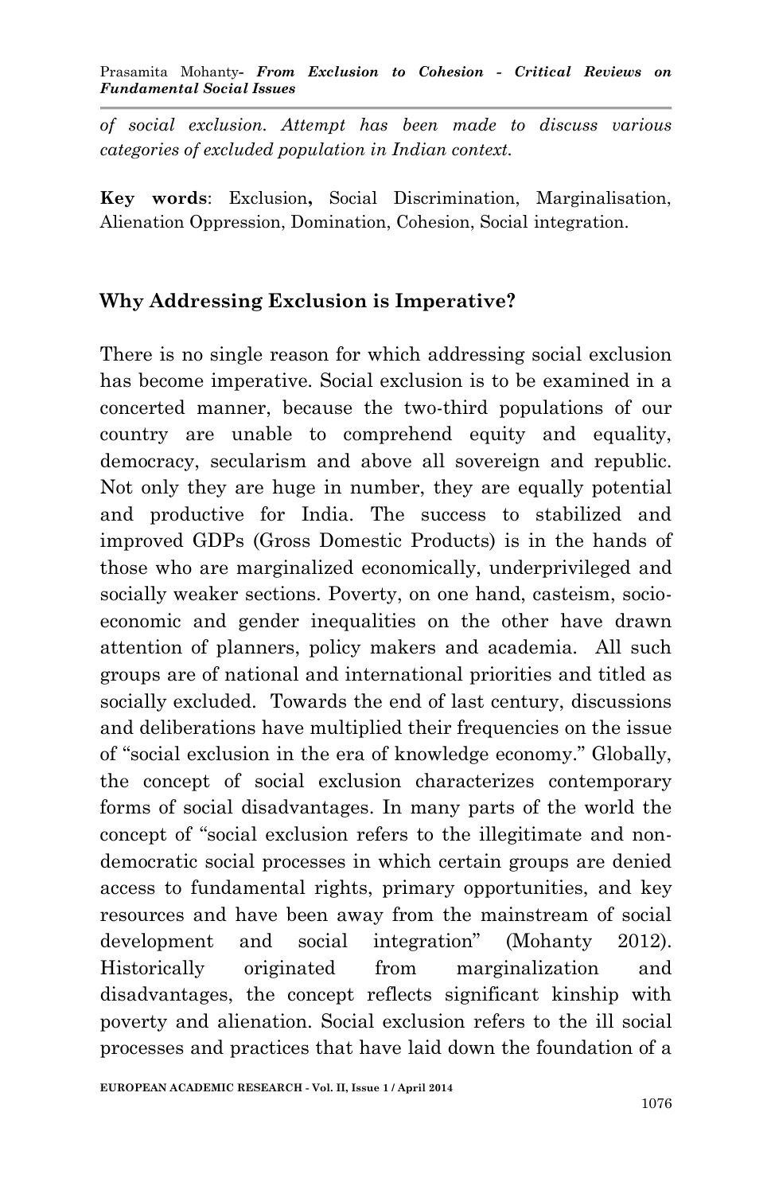*of social exclusion. Attempt has been made to discuss various categories of excluded population in Indian context.*

**Key words**: Exclusion**,** Social Discrimination, Marginalisation, Alienation Oppression, Domination, Cohesion, Social integration.

## Why Addressing Exclusion is Imperative?

There is no single reason for which addressing social exclusion has become imperative. Social exclusion is to be examined in a concerted manner, because the two-third populations of our country are unable to comprehend equity and equality, democracy, secularism and above all sovereign and republic. Not only they are huge in number, they are equally potential and productive for India. The success to stabilized and improved GDPs (Gross Domestic Products) is in the hands of those who are marginalized economically, underprivileged and socially weaker sections. Poverty, on one hand, casteism, socio-economic and gender inequalities on the other have drawn attention of planners, policy makers and academia. All such groups are of national and international priorities and titled as socially excluded. Towards the end of last century, discussions and deliberations have multiplied their frequencies on the issue of "social exclusion in the era of knowledge economy." Globally, the concept of social exclusion characterizes contemporary forms of social disadvantages. In many parts of the world the concept of "social exclusion refers to the illegitimate and non-democratic social processes in which certain groups are denied access to fundamental rights, primary opportunities, and key resources and have been away from the mainstream of social development and social integration" (Mohanty 2012). Historically originated from marginalization and disadvantages, the concept reflects significant kinship with poverty and alienation. Social exclusion refers to the ill social processes and practices that have laid down the foundation of a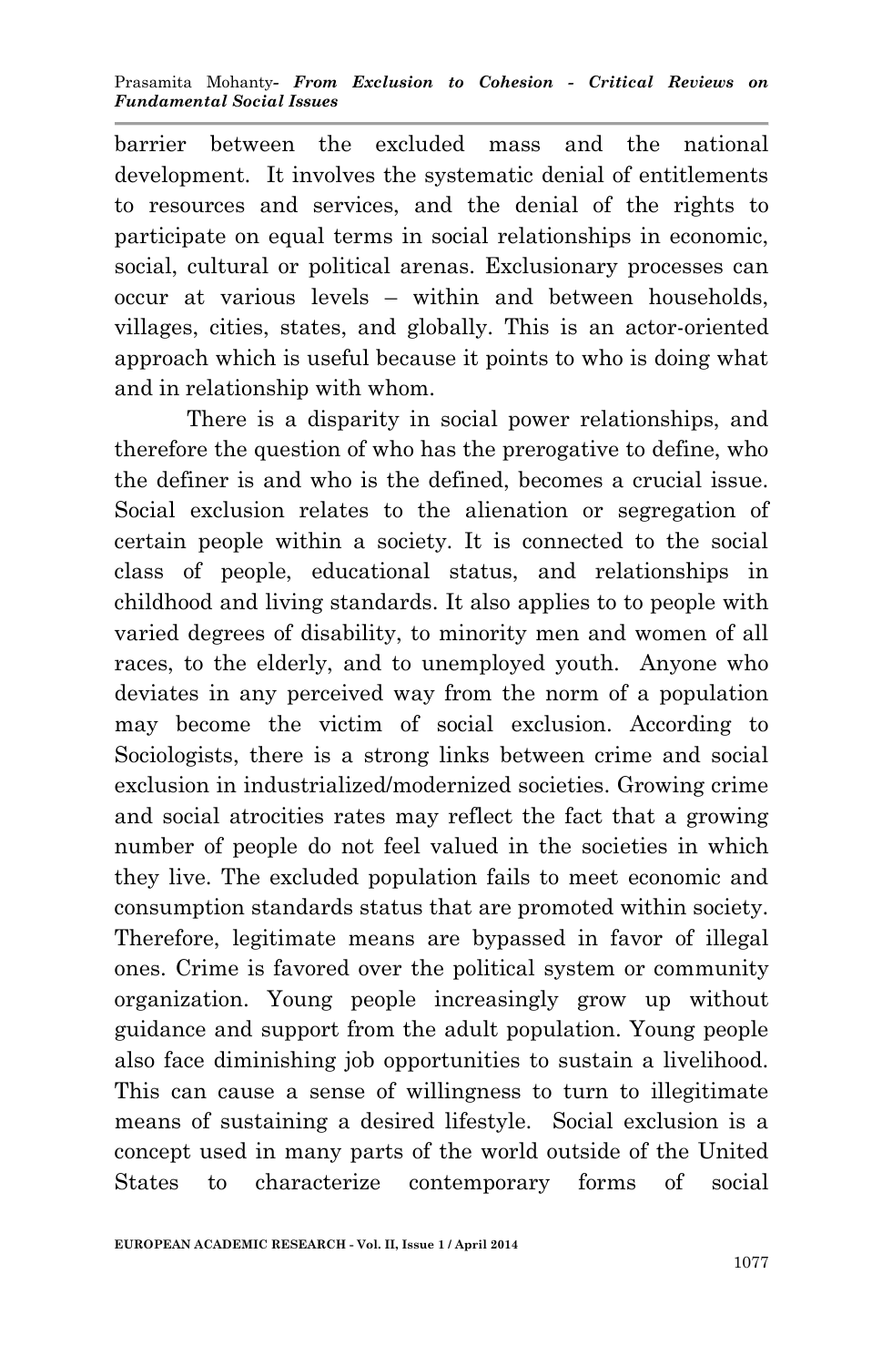barrier between the excluded mass and the national development. It involves the systematic denial of entitlements to resources and services, and the denial of the rights to participate on equal terms in social relationships in economic, social, cultural or political arenas. Exclusionary processes can occur at various levels – within and between households, villages, cities, states, and globally. This is an actor-oriented approach which is useful because it points to who is doing what and in relationship with whom.

There is a disparity in social power relationships, and therefore the question of who has the prerogative to define, who the definer is and who is the defined, becomes a crucial issue. Social exclusion relates to the alienation or segregation of certain people within a society. It is connected to the social class of people, educational status, and relationships in childhood and living standards. It also applies to to people with varied degrees of disability, to minority men and women of all races, to the elderly, and to unemployed youth. Anyone who deviates in any perceived way from the norm of a population may become the victim of social exclusion. According to Sociologists, there is a strong links between crime and social exclusion in industrialized/modernized societies. Growing crime and social atrocities rates may reflect the fact that a growing number of people do not feel valued in the societies in which they live. The excluded population fails to meet economic and consumption standards status that are promoted within society. Therefore, legitimate means are bypassed in favor of illegal ones. Crime is favored over the political system or community organization. Young people increasingly grow up without guidance and support from the adult population. Young people also face diminishing job opportunities to sustain a livelihood. This can cause a sense of willingness to turn to illegitimate means of sustaining a desired lifestyle. Social exclusion is a concept used in many parts of the world outside of the United States to characterize contemporary forms of social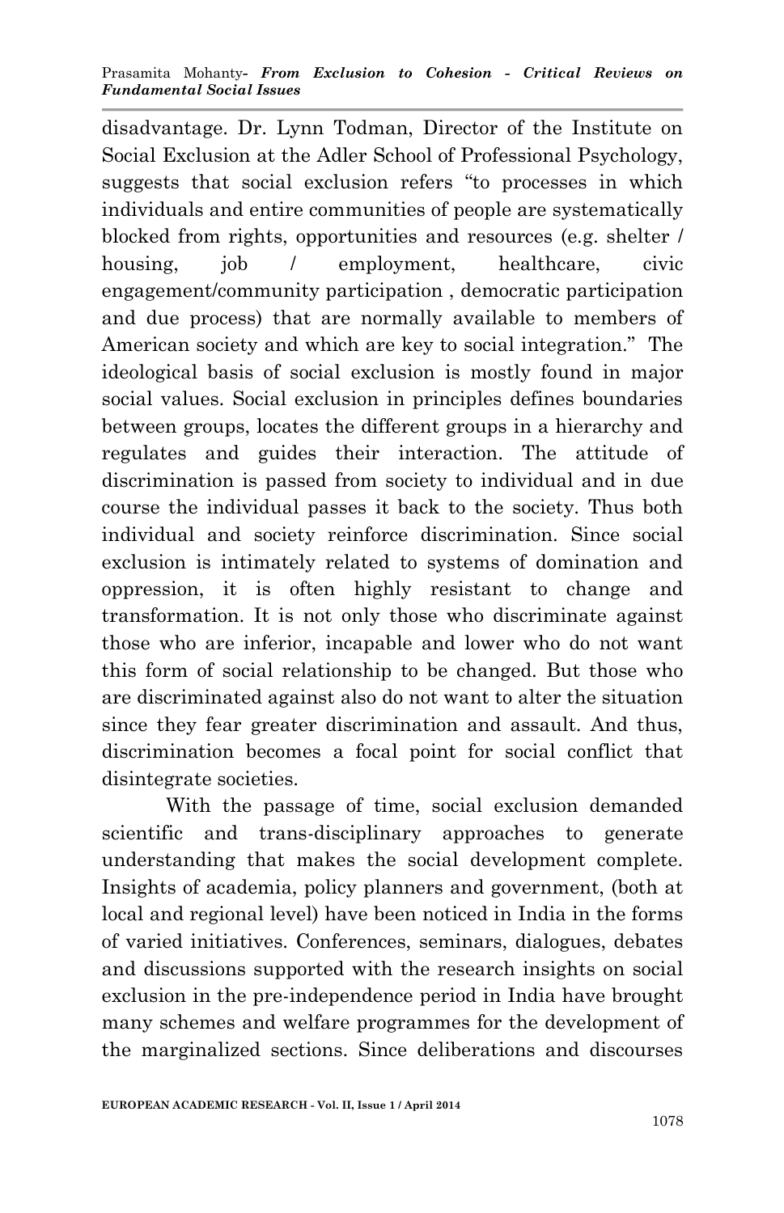disadvantage. Dr. Lynn Todman, Director of the Institute on Social Exclusion at the Adler School of Professional Psychology, suggests that social exclusion refers "to processes in which individuals and entire communities of people are systematically blocked from rights, opportunities and resources (e.g. shelter / housing, job / employment, healthcare, civic engagement/community participation , democratic participation and due process) that are normally available to members of American society and which are key to social integration." The ideological basis of social exclusion is mostly found in major social values. Social exclusion in principles defines boundaries between groups, locates the different groups in a hierarchy and regulates and guides their interaction. The attitude of discrimination is passed from society to individual and in due course the individual passes it back to the society. Thus both individual and society reinforce discrimination. Since social exclusion is intimately related to systems of domination and oppression, it is often highly resistant to change and transformation. It is not only those who discriminate against those who are inferior, incapable and lower who do not want this form of social relationship to be changed. But those who are discriminated against also do not want to alter the situation since they fear greater discrimination and assault. And thus, discrimination becomes a focal point for social conflict that disintegrate societies.

With the passage of time, social exclusion demanded scientific and trans-disciplinary approaches to generate understanding that makes the social development complete. Insights of academia, policy planners and government, (both at local and regional level) have been noticed in India in the forms of varied initiatives. Conferences, seminars, dialogues, debates and discussions supported with the research insights on social exclusion in the pre-independence period in India have brought many schemes and welfare programmes for the development of the marginalized sections. Since deliberations and discourses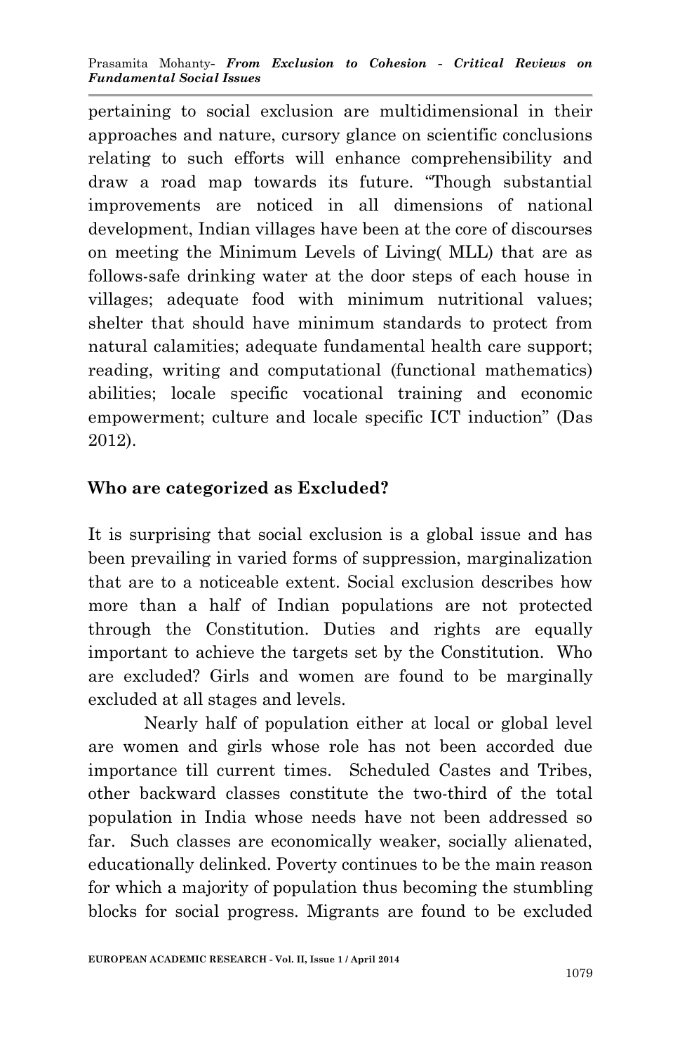pertaining to social exclusion are multidimensional in their approaches and nature, cursory glance on scientific conclusions relating to such efforts will enhance comprehensibility and draw a road map towards its future. "Though substantial improvements are noticed in all dimensions of national development, Indian villages have been at the core of discourses on meeting the Minimum Levels of Living( MLL) that are as follows-safe drinking water at the door steps of each house in villages; adequate food with minimum nutritional values; shelter that should have minimum standards to protect from natural calamities; adequate fundamental health care support; reading, writing and computational (functional mathematics) abilities; locale specific vocational training and economic empowerment; culture and locale specific ICT induction" (Das 2012).

## Who are categorized as Excluded?

It is surprising that social exclusion is a global issue and has been prevailing in varied forms of suppression, marginalization that are to a noticeable extent. Social exclusion describes how more than a half of Indian populations are not protected through the Constitution. Duties and rights are equally important to achieve the targets set by the Constitution. Who are excluded? Girls and women are found to be marginally excluded at all stages and levels.

Nearly half of population either at local or global level are women and girls whose role has not been accorded due importance till current times. Scheduled Castes and Tribes, other backward classes constitute the two-third of the total population in India whose needs have not been addressed so far. Such classes are economically weaker, socially alienated, educationally delinked. Poverty continues to be the main reason for which a majority of population thus becoming the stumbling blocks for social progress. Migrants are found to be excluded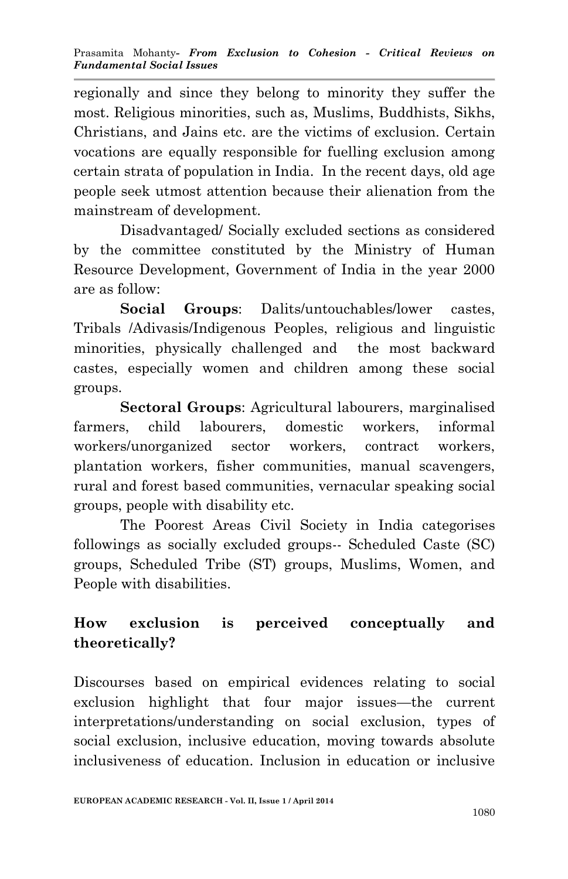regionally and since they belong to minority they suffer the most. Religious minorities, such as, Muslims, Buddhists, Sikhs, Christians, and Jains etc. are the victims of exclusion. Certain vocations are equally responsible for fuelling exclusion among certain strata of population in India. In the recent days, old age people seek utmost attention because their alienation from the mainstream of development.

Disadvantaged/ Socially excluded sections as considered by the committee constituted by the Ministry of Human Resource Development, Government of India in the year 2000 are as follow:

**Social Groups**: Dalits/untouchables/lower castes, Tribals /Adivasis/Indigenous Peoples, religious and linguistic minorities, physically challenged and the most backward castes, especially women and children among these social groups.

**Sectoral Groups**: Agricultural labourers, marginalised farmers, child labourers, domestic workers, informal workers/unorganized sector workers, contract workers, plantation workers, fisher communities, manual scavengers, rural and forest based communities, vernacular speaking social groups, people with disability etc.

The Poorest Areas Civil Society in India categorises followings as socially excluded groups-- Scheduled Caste (SC) groups, Scheduled Tribe (ST) groups, Muslims, Women, and People with disabilities.

## How exclusion is perceived conceptually and theoretically?

Discourses based on empirical evidences relating to social exclusion highlight that four major issues—the current interpretations/understanding on social exclusion, types of social exclusion, inclusive education, moving towards absolute inclusiveness of education. Inclusion in education or inclusive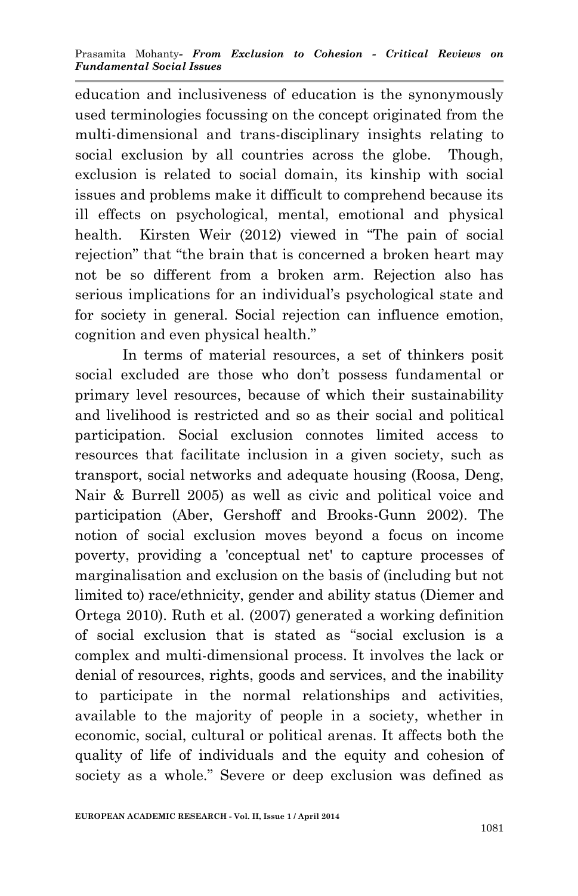education and inclusiveness of education is the synonymously used terminologies focussing on the concept originated from the multi-dimensional and trans-disciplinary insights relating to social exclusion by all countries across the globe. Though, exclusion is related to social domain, its kinship with social issues and problems make it difficult to comprehend because its ill effects on psychological, mental, emotional and physical health. Kirsten Weir (2012) viewed in "The pain of social rejection" that "the brain that is concerned a broken heart may not be so different from a broken arm. Rejection also has serious implications for an individual's psychological state and for society in general. Social rejection can influence emotion, cognition and even physical health."

In terms of material resources, a set of thinkers posit social excluded are those who don't possess fundamental or primary level resources, because of which their sustainability and livelihood is restricted and so as their social and political participation. Social exclusion connotes limited access to resources that facilitate inclusion in a given society, such as transport, social networks and adequate housing (Roosa, Deng, Nair & Burrell 2005) as well as civic and political voice and participation (Aber, Gershoff and Brooks-Gunn 2002). The notion of social exclusion moves beyond a focus on income poverty, providing a 'conceptual net' to capture processes of marginalisation and exclusion on the basis of (including but not limited to) race/ethnicity, gender and ability status (Diemer and Ortega 2010). Ruth et al. (2007) generated a working definition of social exclusion that is stated as "social exclusion is a complex and multi-dimensional process. It involves the lack or denial of resources, rights, goods and services, and the inability to participate in the normal relationships and activities, available to the majority of people in a society, whether in economic, social, cultural or political arenas. It affects both the quality of life of individuals and the equity and cohesion of society as a whole." Severe or deep exclusion was defined as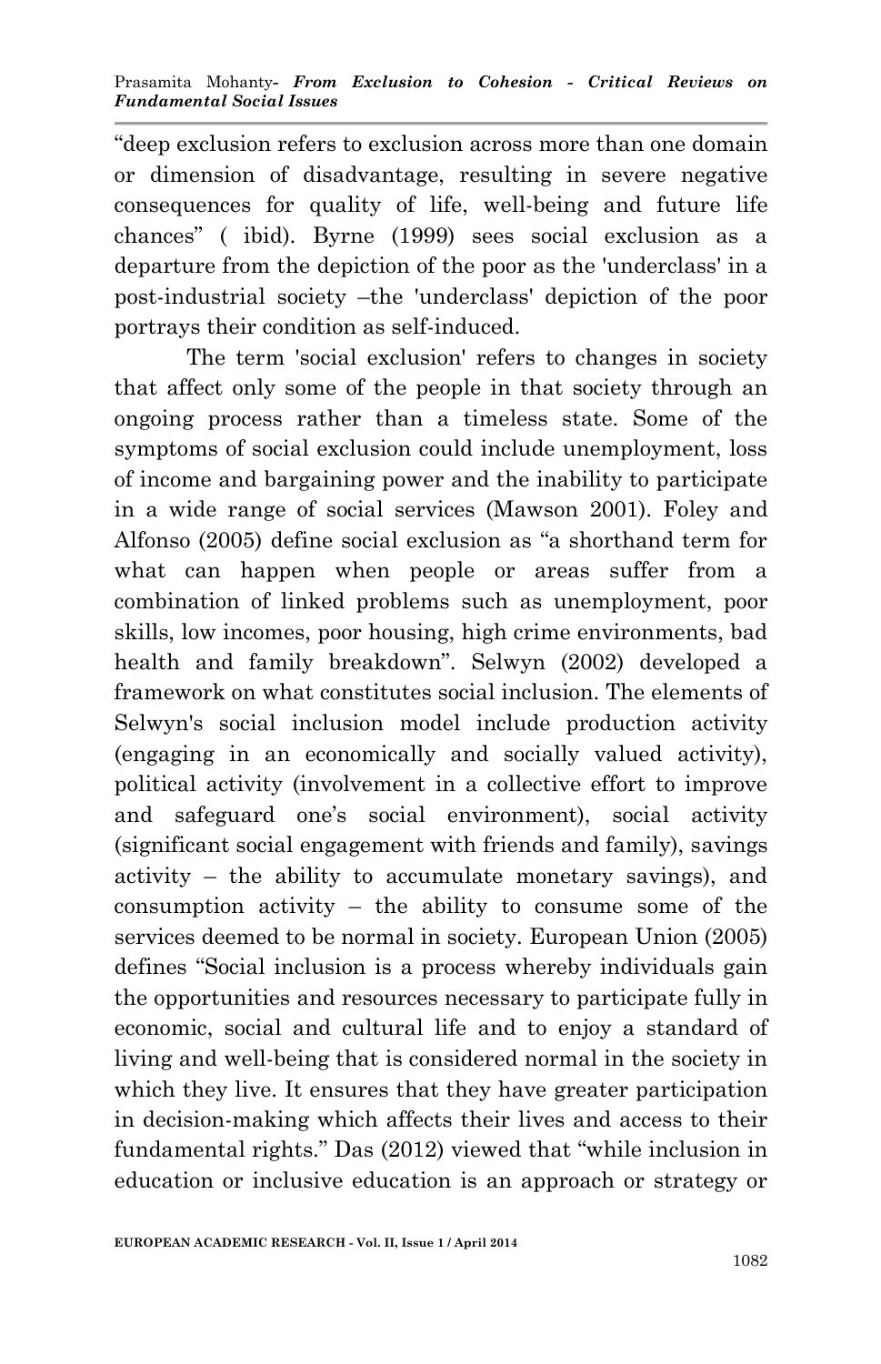"deep exclusion refers to exclusion across more than one domain or dimension of disadvantage, resulting in severe negative consequences for quality of life, well-being and future life chances" ( ibid). Byrne (1999) sees social exclusion as a departure from the depiction of the poor as the 'underclass' in a post-industrial society –the 'underclass' depiction of the poor portrays their condition as self-induced.

The term 'social exclusion' refers to changes in society that affect only some of the people in that society through an ongoing process rather than a timeless state. Some of the symptoms of social exclusion could include unemployment, loss of income and bargaining power and the inability to participate in a wide range of social services (Mawson 2001). Foley and Alfonso (2005) define social exclusion as "a shorthand term for what can happen when people or areas suffer from a combination of linked problems such as unemployment, poor skills, low incomes, poor housing, high crime environments, bad health and family breakdown". Selwyn (2002) developed a framework on what constitutes social inclusion. The elements of Selwyn's social inclusion model include production activity (engaging in an economically and socially valued activity), political activity (involvement in a collective effort to improve and safeguard one's social environment), social activity (significant social engagement with friends and family), savings activity – the ability to accumulate monetary savings), and consumption activity – the ability to consume some of the services deemed to be normal in society. European Union (2005) defines "Social inclusion is a process whereby individuals gain the opportunities and resources necessary to participate fully in economic, social and cultural life and to enjoy a standard of living and well-being that is considered normal in the society in which they live. It ensures that they have greater participation in decision-making which affects their lives and access to their fundamental rights." Das (2012) viewed that "while inclusion in education or inclusive education is an approach or strategy or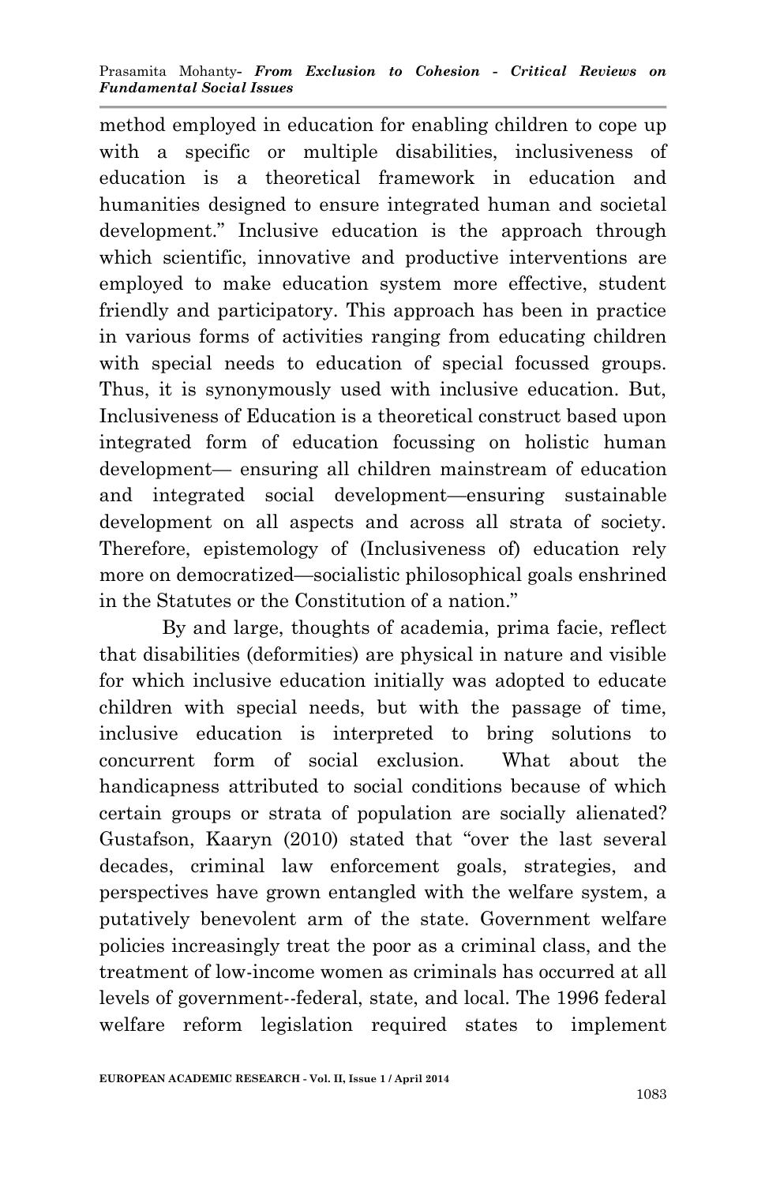method employed in education for enabling children to cope up with a specific or multiple disabilities, inclusiveness of education is a theoretical framework in education and humanities designed to ensure integrated human and societal development." Inclusive education is the approach through which scientific, innovative and productive interventions are employed to make education system more effective, student friendly and participatory. This approach has been in practice in various forms of activities ranging from educating children with special needs to education of special focussed groups. Thus, it is synonymously used with inclusive education. But, Inclusiveness of Education is a theoretical construct based upon integrated form of education focussing on holistic human development— ensuring all children mainstream of education and integrated social development—ensuring sustainable development on all aspects and across all strata of society. Therefore, epistemology of (Inclusiveness of) education rely more on democratized—socialistic philosophical goals enshrined in the Statutes or the Constitution of a nation."

By and large, thoughts of academia, prima facie, reflect that disabilities (deformities) are physical in nature and visible for which inclusive education initially was adopted to educate children with special needs, but with the passage of time, inclusive education is interpreted to bring solutions to concurrent form of social exclusion. What about the handicapness attributed to social conditions because of which certain groups or strata of population are socially alienated? Gustafson, Kaaryn (2010) stated that "over the last several decades, criminal law enforcement goals, strategies, and perspectives have grown entangled with the welfare system, a putatively benevolent arm of the state. Government welfare policies increasingly treat the poor as a criminal class, and the treatment of low-income women as criminals has occurred at all levels of government--federal, state, and local. The 1996 federal welfare reform legislation required states to implement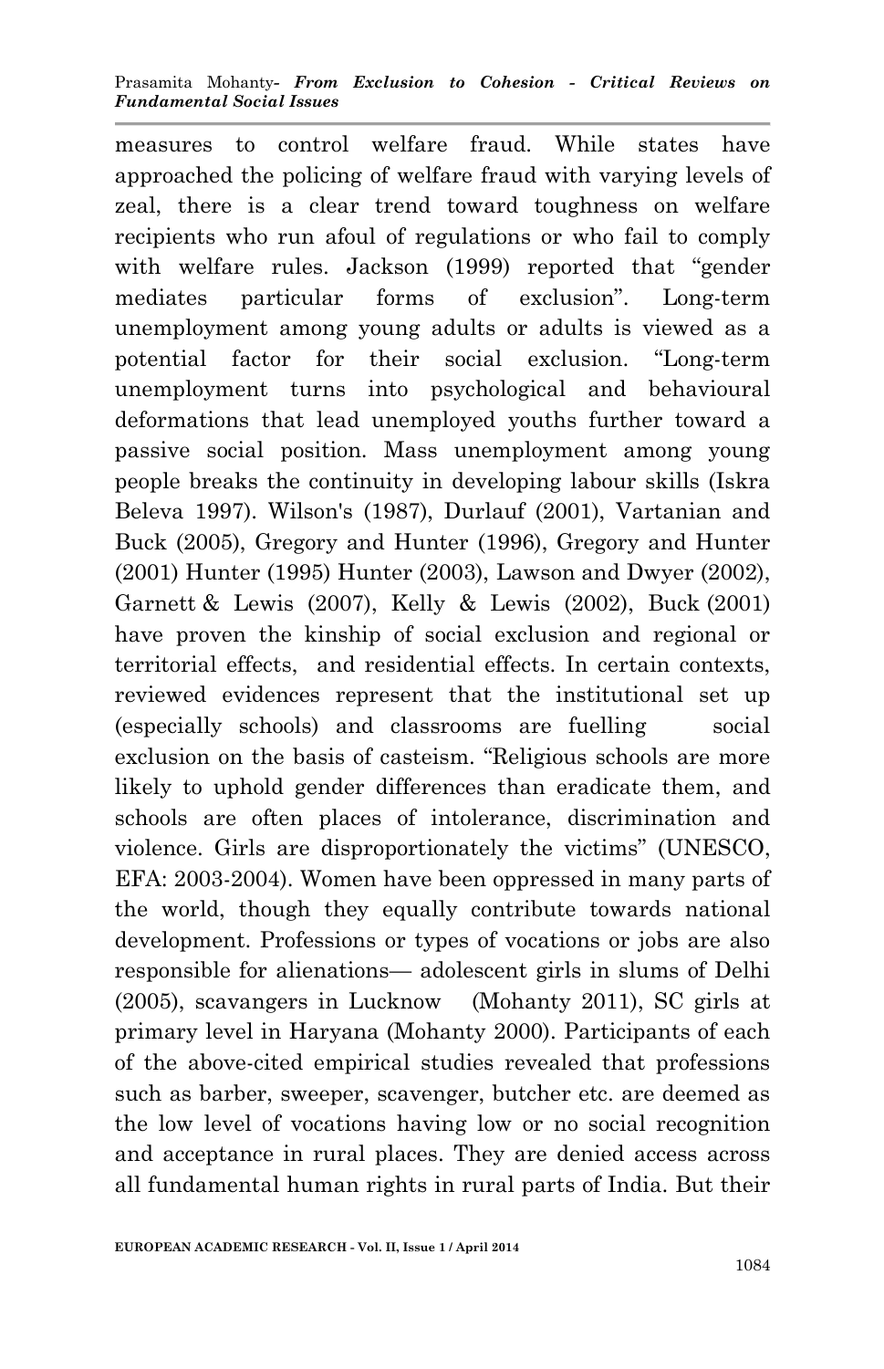measures to control welfare fraud. While states have approached the policing of welfare fraud with varying levels of zeal, there is a clear trend toward toughness on welfare recipients who run afoul of regulations or who fail to comply with welfare rules. Jackson (1999) reported that "gender mediates particular forms of exclusion". Long-term unemployment among young adults or adults is viewed as a potential factor for their social exclusion. "Long-term unemployment turns into psychological and behavioural deformations that lead unemployed youths further toward a passive social position. Mass unemployment among young people breaks the continuity in developing labour skills (Iskra Beleva 1997). Wilson's (1987), Durlauf (2001), Vartanian and Buck (2005), Gregory and Hunter (1996), Gregory and Hunter (2001) Hunter (1995) Hunter (2003), Lawson and Dwyer (2002), Garnett & Lewis (2007), Kelly & Lewis (2002), Buck (2001) have proven the kinship of social exclusion and regional or territorial effects, and residential effects. In certain contexts, reviewed evidences represent that the institutional set up (especially schools) and classrooms are fuelling social exclusion on the basis of casteism. "Religious schools are more likely to uphold gender differences than eradicate them, and schools are often places of intolerance, discrimination and violence. Girls are disproportionately the victims" (UNESCO, EFA: 2003-2004). Women have been oppressed in many parts of the world, though they equally contribute towards national development. Professions or types of vocations or jobs are also responsible for alienations— adolescent girls in slums of Delhi (2005), scavangers in Lucknow (Mohanty 2011), SC girls at primary level in Haryana (Mohanty 2000). Participants of each of the above-cited empirical studies revealed that professions such as barber, sweeper, scavenger, butcher etc. are deemed as the low level of vocations having low or no social recognition and acceptance in rural places. They are denied access across all fundamental human rights in rural parts of India. But their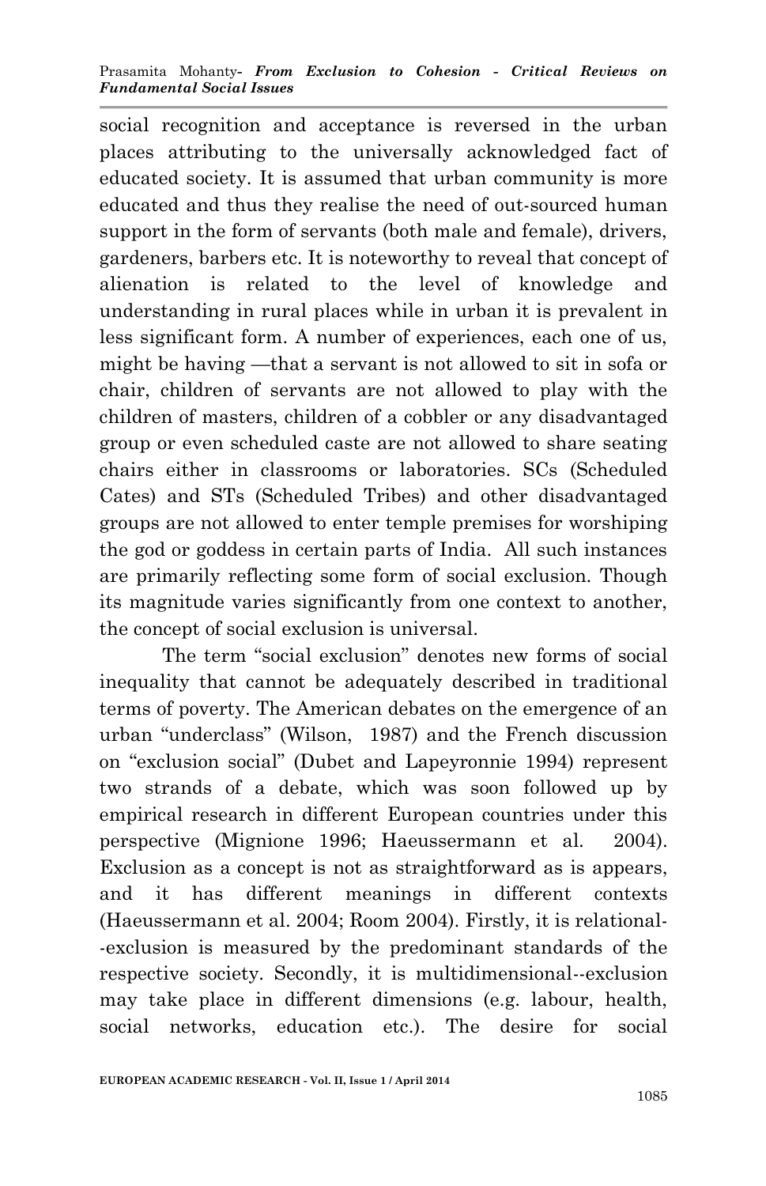social recognition and acceptance is reversed in the urban places attributing to the universally acknowledged fact of educated society. It is assumed that urban community is more educated and thus they realise the need of out-sourced human support in the form of servants (both male and female), drivers, gardeners, barbers etc. It is noteworthy to reveal that concept of alienation is related to the level of knowledge and understanding in rural places while in urban it is prevalent in less significant form. A number of experiences, each one of us, might be having —that a servant is not allowed to sit in sofa or chair, children of servants are not allowed to play with the children of masters, children of a cobbler or any disadvantaged group or even scheduled caste are not allowed to share seating chairs either in classrooms or laboratories. SCs (Scheduled Cates) and STs (Scheduled Tribes) and other disadvantaged groups are not allowed to enter temple premises for worshiping the god or goddess in certain parts of India. All such instances are primarily reflecting some form of social exclusion. Though its magnitude varies significantly from one context to another, the concept of social exclusion is universal.

The term "social exclusion" denotes new forms of social inequality that cannot be adequately described in traditional terms of poverty. The American debates on the emergence of an urban "underclass" (Wilson, 1987) and the French discussion on "exclusion social" (Dubet and Lapeyronnie 1994) represent two strands of a debate, which was soon followed up by empirical research in different European countries under this perspective (Mignione 1996; Haeussermann et al. 2004). Exclusion as a concept is not as straightforward as is appears, and it has different meanings in different contexts (Haeussermann et al. 2004; Room 2004). Firstly, it is relational--exclusion is measured by the predominant standards of the respective society. Secondly, it is multidimensional--exclusion may take place in different dimensions (e.g. labour, health, social networks, education etc.). The desire for social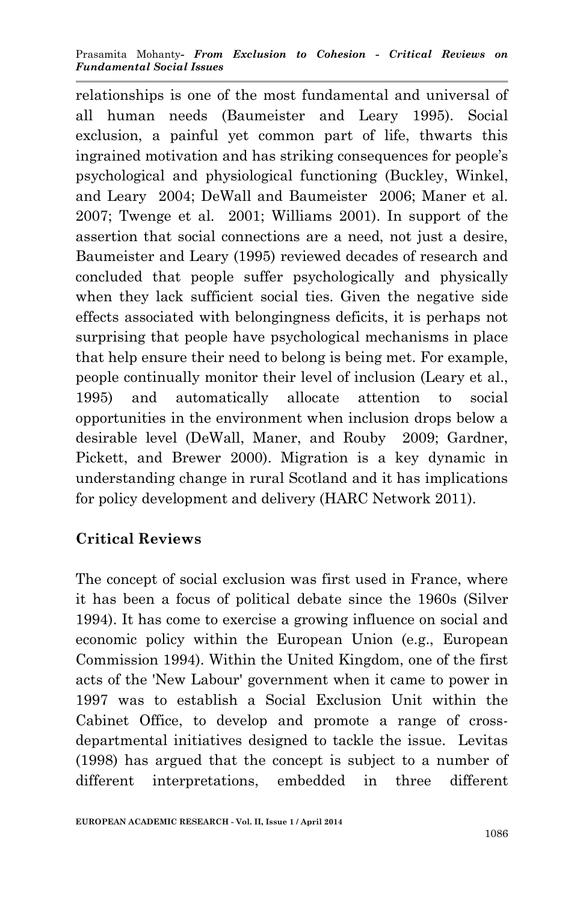relationships is one of the most fundamental and universal of all human needs (Baumeister and Leary 1995). Social exclusion, a painful yet common part of life, thwarts this ingrained motivation and has striking consequences for people's psychological and physiological functioning (Buckley, Winkel, and Leary 2004; DeWall and Baumeister 2006; Maner et al. 2007; Twenge et al. 2001; Williams 2001). In support of the assertion that social connections are a need, not just a desire, Baumeister and Leary (1995) reviewed decades of research and concluded that people suffer psychologically and physically when they lack sufficient social ties. Given the negative side effects associated with belongingness deficits, it is perhaps not surprising that people have psychological mechanisms in place that help ensure their need to belong is being met. For example, people continually monitor their level of inclusion (Leary et al., 1995) and automatically allocate attention to social opportunities in the environment when inclusion drops below a desirable level (DeWall, Maner, and Rouby 2009; Gardner, Pickett, and Brewer 2000). Migration is a key dynamic in understanding change in rural Scotland and it has implications for policy development and delivery (HARC Network 2011).

## Critical Reviews

The concept of social exclusion was first used in France, where it has been a focus of political debate since the 1960s (Silver 1994). It has come to exercise a growing influence on social and economic policy within the European Union (e.g., European Commission 1994). Within the United Kingdom, one of the first acts of the 'New Labour' government when it came to power in 1997 was to establish a Social Exclusion Unit within the Cabinet Office, to develop and promote a range of cross-departmental initiatives designed to tackle the issue. Levitas (1998) has argued that the concept is subject to a number of different interpretations, embedded in three different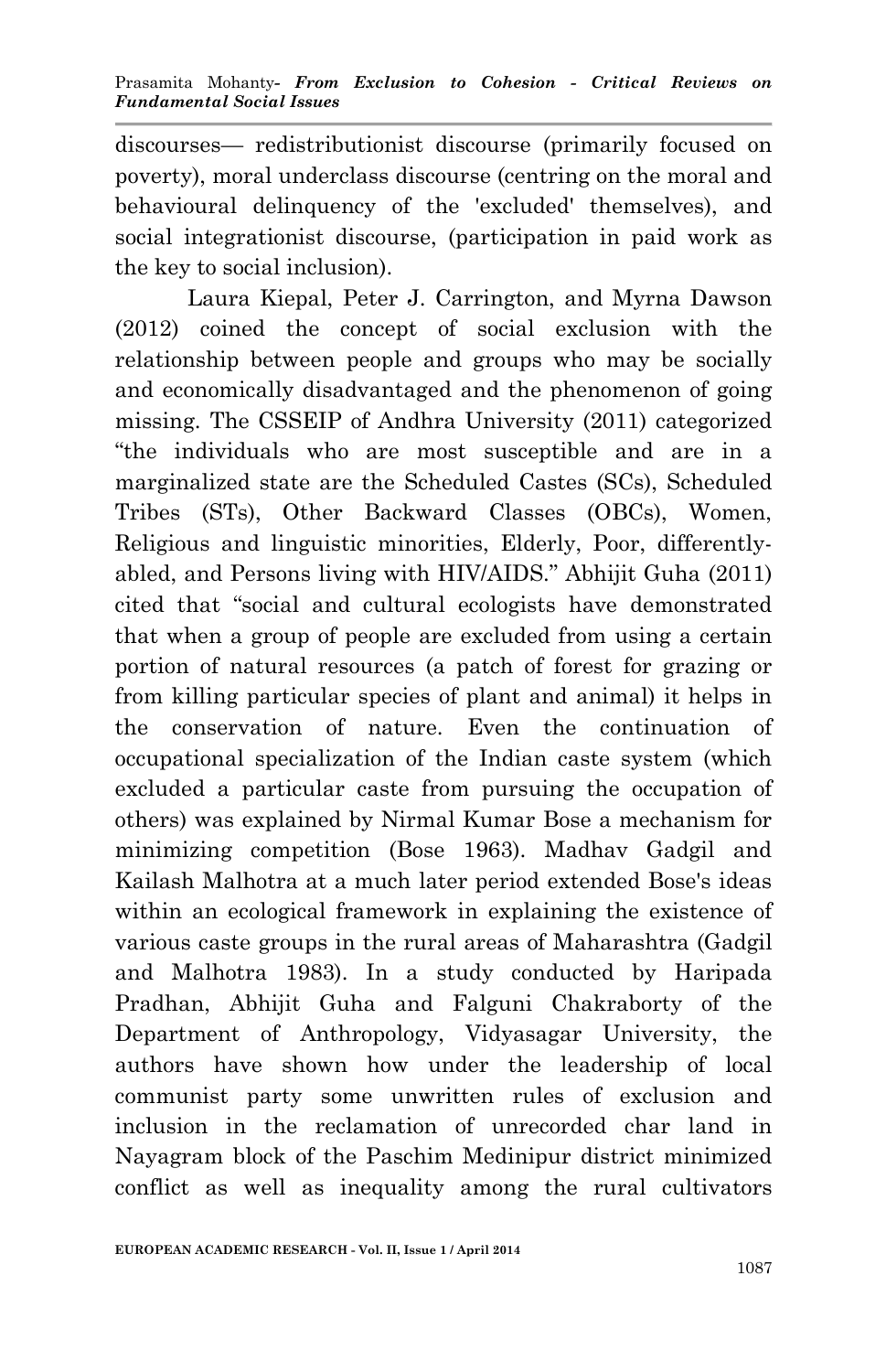discourses— redistributionist discourse (primarily focused on poverty), moral underclass discourse (centring on the moral and behavioural delinquency of the 'excluded' themselves), and social integrationist discourse, (participation in paid work as the key to social inclusion).

Laura Kiepal, Peter J. Carrington, and Myrna Dawson (2012) coined the concept of social exclusion with the relationship between people and groups who may be socially and economically disadvantaged and the phenomenon of going missing. The CSSEIP of Andhra University (2011) categorized "the individuals who are most susceptible and are in a marginalized state are the Scheduled Castes (SCs), Scheduled Tribes (STs), Other Backward Classes (OBCs), Women, Religious and linguistic minorities, Elderly, Poor, differently-abled, and Persons living with HIV/AIDS." Abhijit Guha (2011) cited that "social and cultural ecologists have demonstrated that when a group of people are excluded from using a certain portion of natural resources (a patch of forest for grazing or from killing particular species of plant and animal) it helps in the conservation of nature. Even the continuation of occupational specialization of the Indian caste system (which excluded a particular caste from pursuing the occupation of others) was explained by Nirmal Kumar Bose a mechanism for minimizing competition (Bose 1963). Madhav Gadgil and Kailash Malhotra at a much later period extended Bose's ideas within an ecological framework in explaining the existence of various caste groups in the rural areas of Maharashtra (Gadgil and Malhotra 1983). In a study conducted by Haripada Pradhan, Abhijit Guha and Falguni Chakraborty of the Department of Anthropology, Vidyasagar University, the authors have shown how under the leadership of local communist party some unwritten rules of exclusion and inclusion in the reclamation of unrecorded char land in Nayagram block of the Paschim Medinipur district minimized conflict as well as inequality among the rural cultivators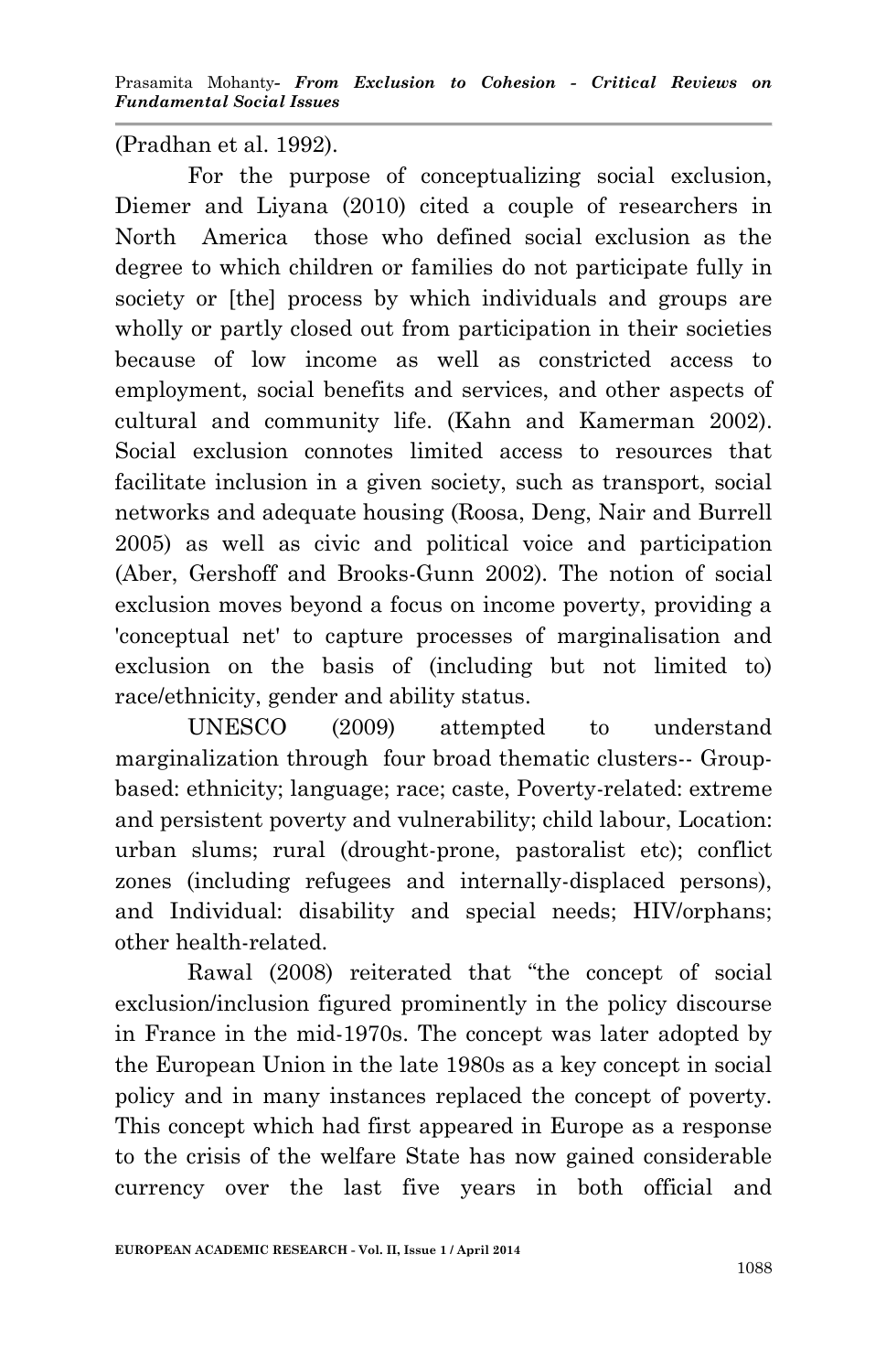(Pradhan et al. 1992).

For the purpose of conceptualizing social exclusion, Diemer and Liyana (2010) cited a couple of researchers in North America those who defined social exclusion as the degree to which children or families do not participate fully in society or [the] process by which individuals and groups are wholly or partly closed out from participation in their societies because of low income as well as constricted access to employment, social benefits and services, and other aspects of cultural and community life. (Kahn and Kamerman 2002). Social exclusion connotes limited access to resources that facilitate inclusion in a given society, such as transport, social networks and adequate housing (Roosa, Deng, Nair and Burrell 2005) as well as civic and political voice and participation (Aber, Gershoff and Brooks-Gunn 2002). The notion of social exclusion moves beyond a focus on income poverty, providing a 'conceptual net' to capture processes of marginalisation and exclusion on the basis of (including but not limited to) race/ethnicity, gender and ability status.

UNESCO (2009) attempted to understand marginalization through four broad thematic clusters-- Group-based: ethnicity; language; race; caste, Poverty-related: extreme and persistent poverty and vulnerability; child labour, Location: urban slums; rural (drought-prone, pastoralist etc); conflict zones (including refugees and internally-displaced persons), and Individual: disability and special needs; HIV/orphans; other health-related.

Rawal (2008) reiterated that "the concept of social exclusion/inclusion figured prominently in the policy discourse in France in the mid-1970s. The concept was later adopted by the European Union in the late 1980s as a key concept in social policy and in many instances replaced the concept of poverty. This concept which had first appeared in Europe as a response to the crisis of the welfare State has now gained considerable currency over the last five years in both official and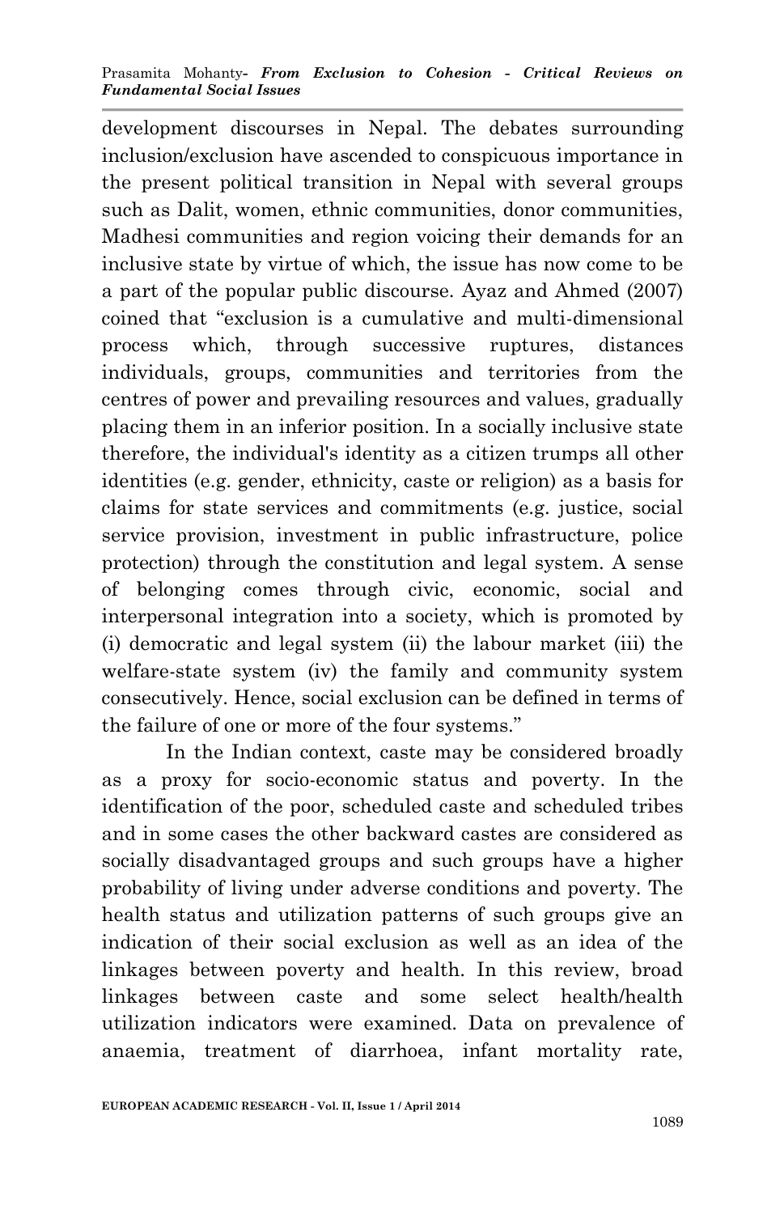development discourses in Nepal. The debates surrounding inclusion/exclusion have ascended to conspicuous importance in the present political transition in Nepal with several groups such as Dalit, women, ethnic communities, donor communities, Madhesi communities and region voicing their demands for an inclusive state by virtue of which, the issue has now come to be a part of the popular public discourse. Ayaz and Ahmed (2007) coined that "exclusion is a cumulative and multi-dimensional process which, through successive ruptures, distances individuals, groups, communities and territories from the centres of power and prevailing resources and values, gradually placing them in an inferior position. In a socially inclusive state therefore, the individual's identity as a citizen trumps all other identities (e.g. gender, ethnicity, caste or religion) as a basis for claims for state services and commitments (e.g. justice, social service provision, investment in public infrastructure, police protection) through the constitution and legal system. A sense of belonging comes through civic, economic, social and interpersonal integration into a society, which is promoted by (i) democratic and legal system (ii) the labour market (iii) the welfare-state system (iv) the family and community system consecutively. Hence, social exclusion can be defined in terms of the failure of one or more of the four systems."

In the Indian context, caste may be considered broadly as a proxy for socio-economic status and poverty. In the identification of the poor, scheduled caste and scheduled tribes and in some cases the other backward castes are considered as socially disadvantaged groups and such groups have a higher probability of living under adverse conditions and poverty. The health status and utilization patterns of such groups give an indication of their social exclusion as well as an idea of the linkages between poverty and health. In this review, broad linkages between caste and some select health/health utilization indicators were examined. Data on prevalence of anaemia, treatment of diarrhoea, infant mortality rate,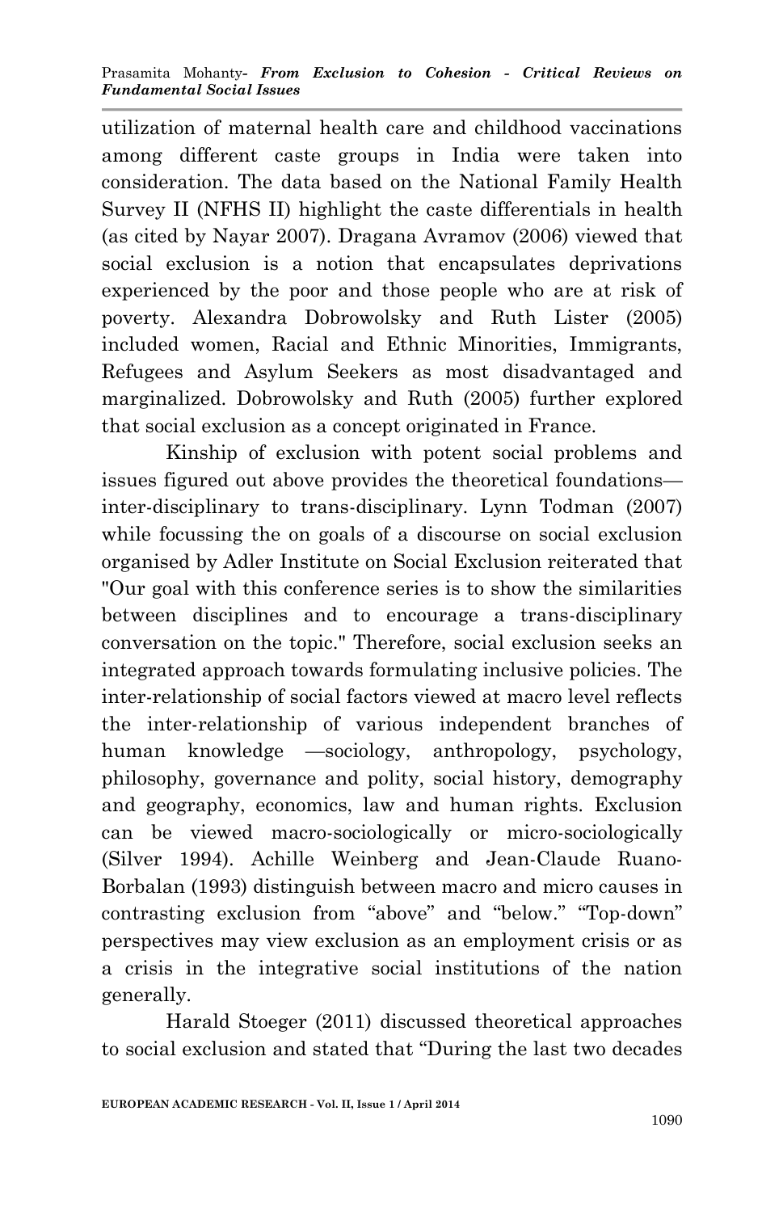utilization of maternal health care and childhood vaccinations among different caste groups in India were taken into consideration. The data based on the National Family Health Survey II (NFHS II) highlight the caste differentials in health (as cited by Nayar 2007). Dragana Avramov (2006) viewed that social exclusion is a notion that encapsulates deprivations experienced by the poor and those people who are at risk of poverty. Alexandra Dobrowolsky and Ruth Lister (2005) included women, Racial and Ethnic Minorities, Immigrants, Refugees and Asylum Seekers as most disadvantaged and marginalized. Dobrowolsky and Ruth (2005) further explored that social exclusion as a concept originated in France.

Kinship of exclusion with potent social problems and issues figured out above provides the theoretical foundations—inter-disciplinary to trans-disciplinary. Lynn Todman (2007) while focussing the on goals of a discourse on social exclusion organised by Adler Institute on Social Exclusion reiterated that "Our goal with this conference series is to show the similarities between disciplines and to encourage a trans-disciplinary conversation on the topic." Therefore, social exclusion seeks an integrated approach towards formulating inclusive policies. The inter-relationship of social factors viewed at macro level reflects the inter-relationship of various independent branches of human knowledge —sociology, anthropology, psychology, philosophy, governance and polity, social history, demography and geography, economics, law and human rights. Exclusion can be viewed macro-sociologically or micro-sociologically (Silver 1994). Achille Weinberg and Jean-Claude Ruano-Borbalan (1993) distinguish between macro and micro causes in contrasting exclusion from "above" and "below." "Top-down" perspectives may view exclusion as an employment crisis or as a crisis in the integrative social institutions of the nation generally.

Harald Stoeger (2011) discussed theoretical approaches to social exclusion and stated that "During the last two decades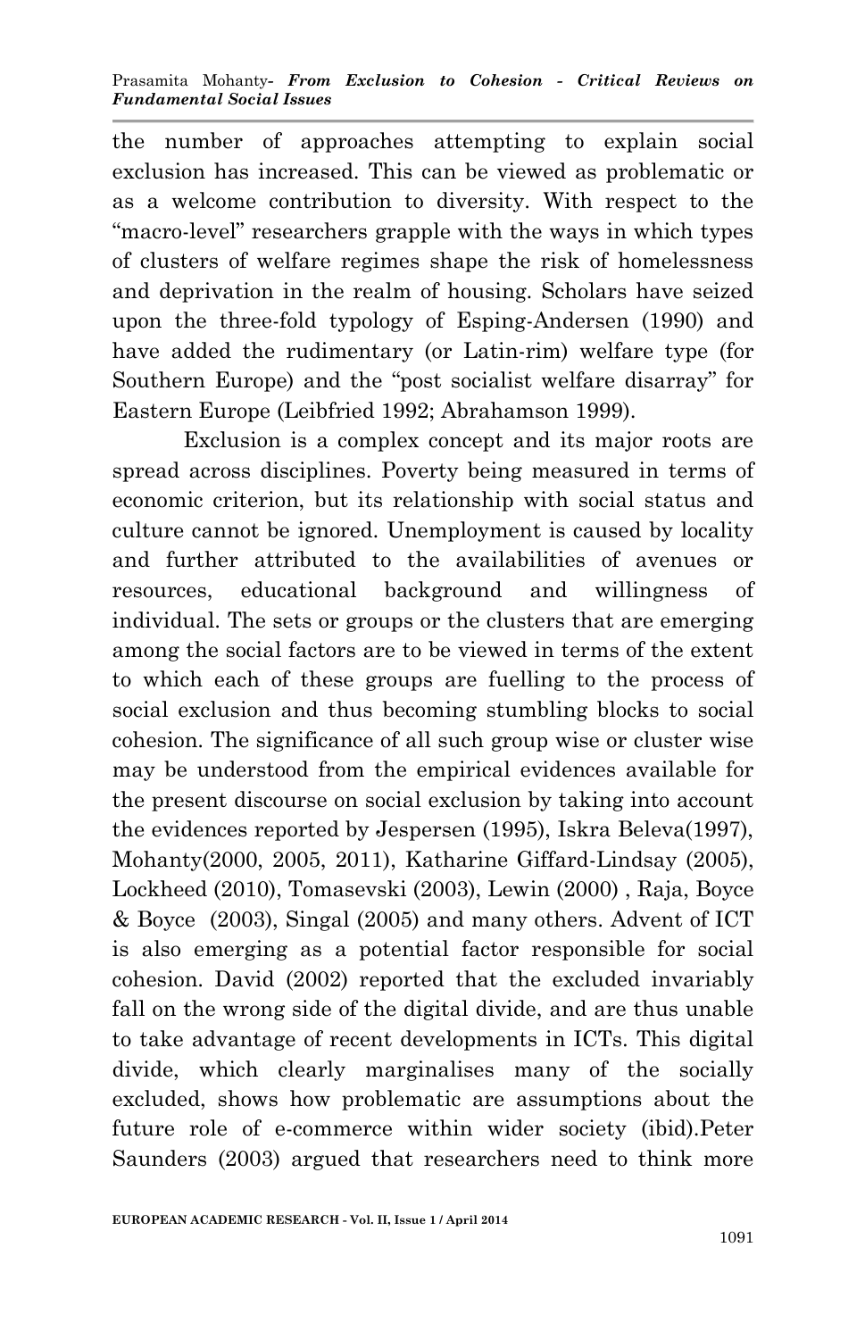the number of approaches attempting to explain social exclusion has increased. This can be viewed as problematic or as a welcome contribution to diversity. With respect to the "macro-level" researchers grapple with the ways in which types of clusters of welfare regimes shape the risk of homelessness and deprivation in the realm of housing. Scholars have seized upon the three-fold typology of Esping-Andersen (1990) and have added the rudimentary (or Latin-rim) welfare type (for Southern Europe) and the "post socialist welfare disarray" for Eastern Europe (Leibfried 1992; Abrahamson 1999).

Exclusion is a complex concept and its major roots are spread across disciplines. Poverty being measured in terms of economic criterion, but its relationship with social status and culture cannot be ignored. Unemployment is caused by locality and further attributed to the availabilities of avenues or resources, educational background and willingness of individual. The sets or groups or the clusters that are emerging among the social factors are to be viewed in terms of the extent to which each of these groups are fuelling to the process of social exclusion and thus becoming stumbling blocks to social cohesion. The significance of all such group wise or cluster wise may be understood from the empirical evidences available for the present discourse on social exclusion by taking into account the evidences reported by Jespersen (1995), Iskra Beleva(1997), Mohanty(2000, 2005, 2011), Katharine Giffard-Lindsay (2005), Lockheed (2010), Tomasevski (2003), Lewin (2000) , Raja, Boyce & Boyce (2003), Singal (2005) and many others. Advent of ICT is also emerging as a potential factor responsible for social cohesion. David (2002) reported that the excluded invariably fall on the wrong side of the digital divide, and are thus unable to take advantage of recent developments in ICTs. This digital divide, which clearly marginalises many of the socially excluded, shows how problematic are assumptions about the future role of e-commerce within wider society (ibid).Peter Saunders (2003) argued that researchers need to think more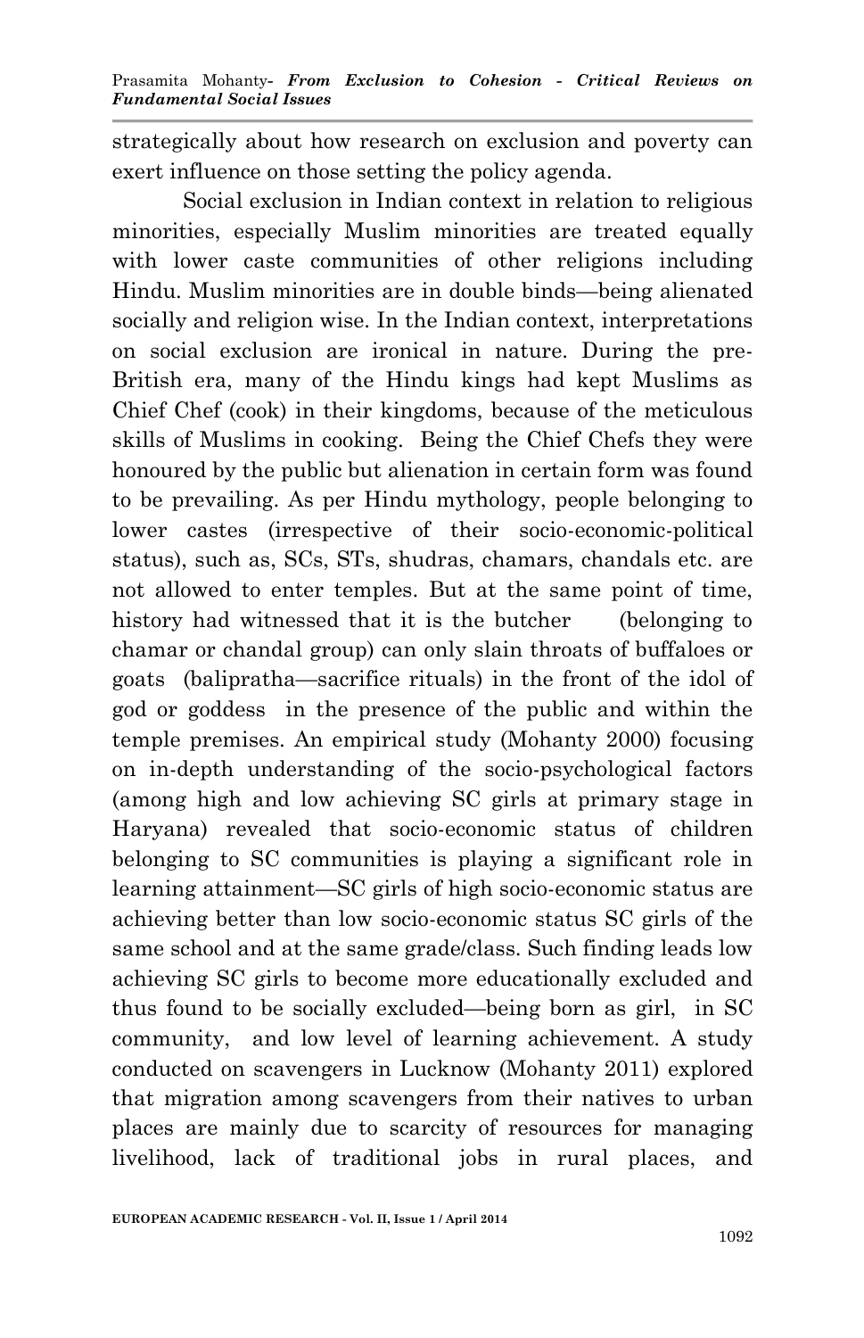strategically about how research on exclusion and poverty can exert influence on those setting the policy agenda.

Social exclusion in Indian context in relation to religious minorities, especially Muslim minorities are treated equally with lower caste communities of other religions including Hindu. Muslim minorities are in double binds—being alienated socially and religion wise. In the Indian context, interpretations on social exclusion are ironical in nature. During the pre-British era, many of the Hindu kings had kept Muslims as Chief Chef (cook) in their kingdoms, because of the meticulous skills of Muslims in cooking. Being the Chief Chefs they were honoured by the public but alienation in certain form was found to be prevailing. As per Hindu mythology, people belonging to lower castes (irrespective of their socio-economic-political status), such as, SCs, STs, shudras, chamars, chandals etc. are not allowed to enter temples. But at the same point of time, history had witnessed that it is the butcher (belonging to chamar or chandal group) can only slain throats of buffaloes or goats (balipratha—sacrifice rituals) in the front of the idol of god or goddess in the presence of the public and within the temple premises. An empirical study (Mohanty 2000) focusing on in-depth understanding of the socio-psychological factors (among high and low achieving SC girls at primary stage in Haryana) revealed that socio-economic status of children belonging to SC communities is playing a significant role in learning attainment—SC girls of high socio-economic status are achieving better than low socio-economic status SC girls of the same school and at the same grade/class. Such finding leads low achieving SC girls to become more educationally excluded and thus found to be socially excluded—being born as girl, in SC community, and low level of learning achievement. A study conducted on scavengers in Lucknow (Mohanty 2011) explored that migration among scavengers from their natives to urban places are mainly due to scarcity of resources for managing livelihood, lack of traditional jobs in rural places, and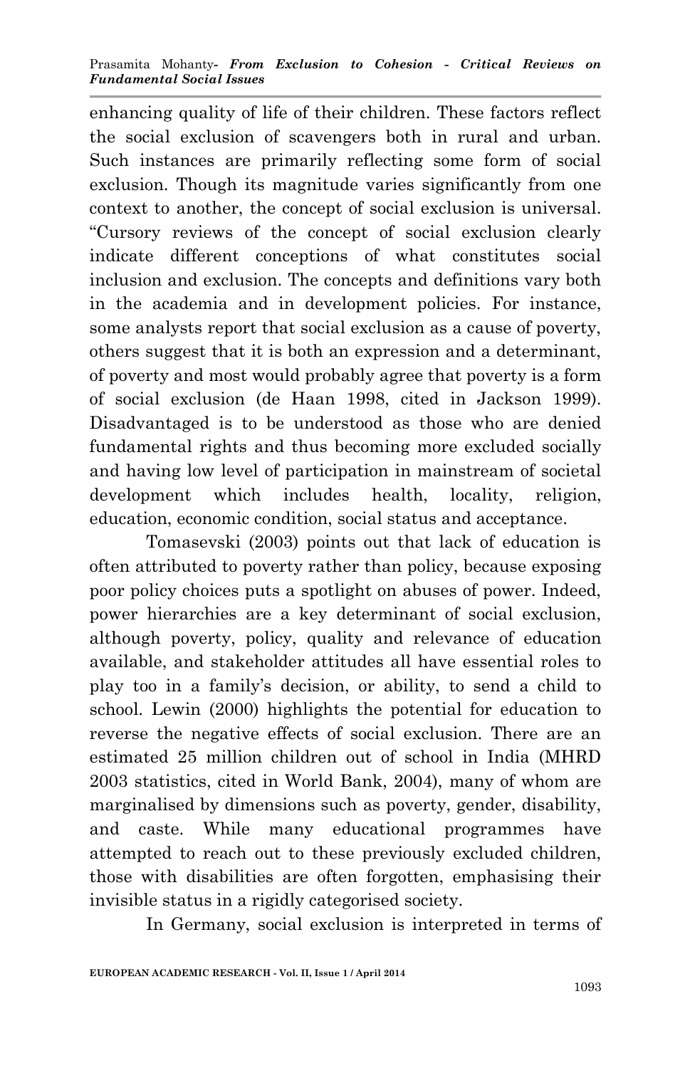enhancing quality of life of their children. These factors reflect the social exclusion of scavengers both in rural and urban. Such instances are primarily reflecting some form of social exclusion. Though its magnitude varies significantly from one context to another, the concept of social exclusion is universal. "Cursory reviews of the concept of social exclusion clearly indicate different conceptions of what constitutes social inclusion and exclusion. The concepts and definitions vary both in the academia and in development policies. For instance, some analysts report that social exclusion as a cause of poverty, others suggest that it is both an expression and a determinant, of poverty and most would probably agree that poverty is a form of social exclusion (de Haan 1998, cited in Jackson 1999). Disadvantaged is to be understood as those who are denied fundamental rights and thus becoming more excluded socially and having low level of participation in mainstream of societal development which includes health, locality, religion, education, economic condition, social status and acceptance.

Tomasevski (2003) points out that lack of education is often attributed to poverty rather than policy, because exposing poor policy choices puts a spotlight on abuses of power. Indeed, power hierarchies are a key determinant of social exclusion, although poverty, policy, quality and relevance of education available, and stakeholder attitudes all have essential roles to play too in a family's decision, or ability, to send a child to school. Lewin (2000) highlights the potential for education to reverse the negative effects of social exclusion. There are an estimated 25 million children out of school in India (MHRD 2003 statistics, cited in World Bank, 2004), many of whom are marginalised by dimensions such as poverty, gender, disability, and caste. While many educational programmes have attempted to reach out to these previously excluded children, those with disabilities are often forgotten, emphasising their invisible status in a rigidly categorised society.

In Germany, social exclusion is interpreted in terms of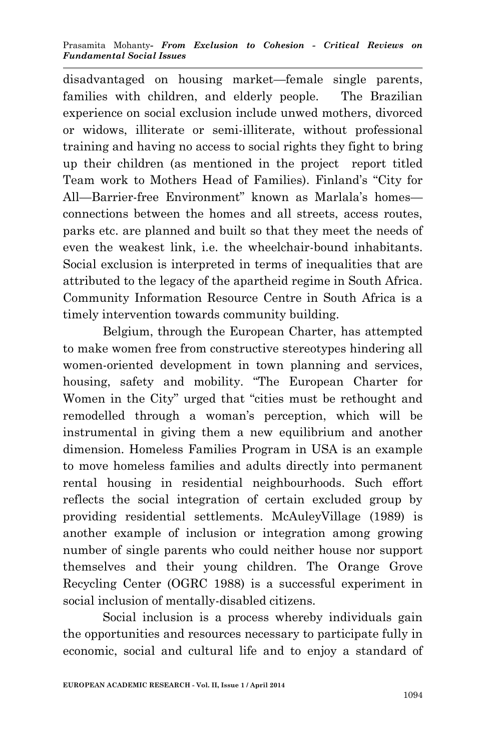disadvantaged on housing market—female single parents, families with children, and elderly people. The Brazilian experience on social exclusion include unwed mothers, divorced or widows, illiterate or semi-illiterate, without professional training and having no access to social rights they fight to bring up their children (as mentioned in the project report titled Team work to Mothers Head of Families). Finland's "City for All—Barrier-free Environment" known as Marlala's homes—connections between the homes and all streets, access routes, parks etc. are planned and built so that they meet the needs of even the weakest link, i.e. the wheelchair-bound inhabitants. Social exclusion is interpreted in terms of inequalities that are attributed to the legacy of the apartheid regime in South Africa. Community Information Resource Centre in South Africa is a timely intervention towards community building.

Belgium, through the European Charter, has attempted to make women free from constructive stereotypes hindering all women-oriented development in town planning and services, housing, safety and mobility. "The European Charter for Women in the City" urged that "cities must be rethought and remodelled through a woman's perception, which will be instrumental in giving them a new equilibrium and another dimension. Homeless Families Program in USA is an example to move homeless families and adults directly into permanent rental housing in residential neighbourhoods. Such effort reflects the social integration of certain excluded group by providing residential settlements. McAuleyVillage (1989) is another example of inclusion or integration among growing number of single parents who could neither house nor support themselves and their young children. The Orange Grove Recycling Center (OGRC 1988) is a successful experiment in social inclusion of mentally-disabled citizens.

Social inclusion is a process whereby individuals gain the opportunities and resources necessary to participate fully in economic, social and cultural life and to enjoy a standard of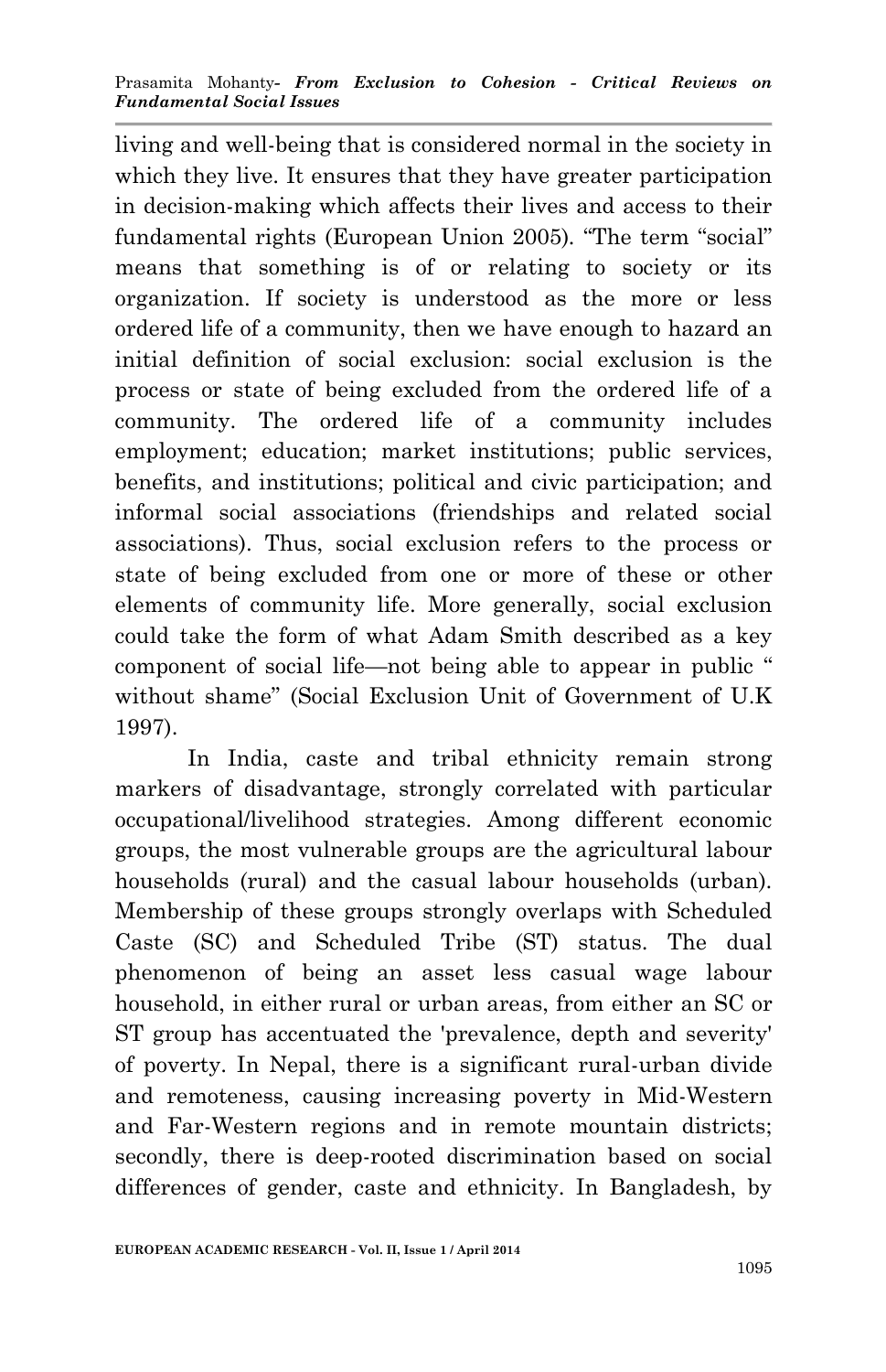living and well-being that is considered normal in the society in which they live. It ensures that they have greater participation in decision-making which affects their lives and access to their fundamental rights (European Union 2005). "The term "social" means that something is of or relating to society or its organization. If society is understood as the more or less ordered life of a community, then we have enough to hazard an initial definition of social exclusion: social exclusion is the process or state of being excluded from the ordered life of a community. The ordered life of a community includes employment; education; market institutions; public services, benefits, and institutions; political and civic participation; and informal social associations (friendships and related social associations). Thus, social exclusion refers to the process or state of being excluded from one or more of these or other elements of community life. More generally, social exclusion could take the form of what Adam Smith described as a key component of social life—not being able to appear in public " without shame" (Social Exclusion Unit of Government of U.K 1997).

In India, caste and tribal ethnicity remain strong markers of disadvantage, strongly correlated with particular occupational/livelihood strategies. Among different economic groups, the most vulnerable groups are the agricultural labour households (rural) and the casual labour households (urban). Membership of these groups strongly overlaps with Scheduled Caste (SC) and Scheduled Tribe (ST) status. The dual phenomenon of being an asset less casual wage labour household, in either rural or urban areas, from either an SC or ST group has accentuated the 'prevalence, depth and severity' of poverty. In Nepal, there is a significant rural-urban divide and remoteness, causing increasing poverty in Mid-Western and Far-Western regions and in remote mountain districts; secondly, there is deep-rooted discrimination based on social differences of gender, caste and ethnicity. In Bangladesh, by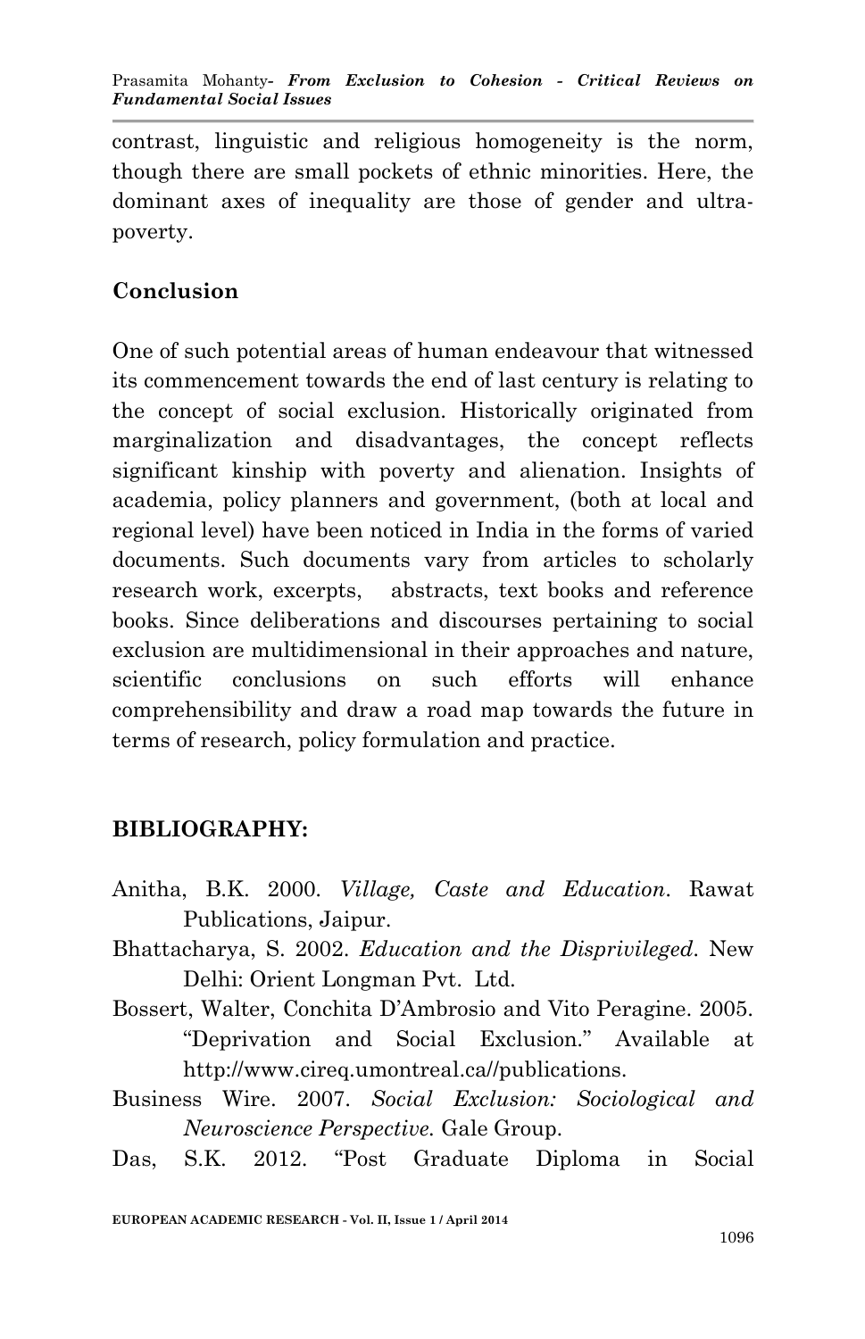contrast, linguistic and religious homogeneity is the norm, though there are small pockets of ethnic minorities. Here, the dominant axes of inequality are those of gender and ultra-poverty.

## Conclusion

One of such potential areas of human endeavour that witnessed its commencement towards the end of last century is relating to the concept of social exclusion. Historically originated from marginalization and disadvantages, the concept reflects significant kinship with poverty and alienation. Insights of academia, policy planners and government, (both at local and regional level) have been noticed in India in the forms of varied documents. Such documents vary from articles to scholarly research work, excerpts, abstracts, text books and reference books. Since deliberations and discourses pertaining to social exclusion are multidimensional in their approaches and nature, scientific conclusions on such efforts will enhance comprehensibility and draw a road map towards the future in terms of research, policy formulation and practice.

## BIBLIOGRAPHY:

Anitha, B.K. 2000. *Village, Caste and Education*. Rawat Publications, Jaipur.

Bhattacharya, S. 2002. *Education and the Disprivileged*. New Delhi: Orient Longman Pvt. Ltd.

Bossert, Walter, Conchita D'Ambrosio and Vito Peragine. 2005. "Deprivation and Social Exclusion." Available at http://www.cireq.umontreal.ca//publications.

Business Wire. 2007. *Social Exclusion: Sociological and Neuroscience Perspective.* Gale Group.

Das, S.K. 2012. "Post Graduate Diploma in Social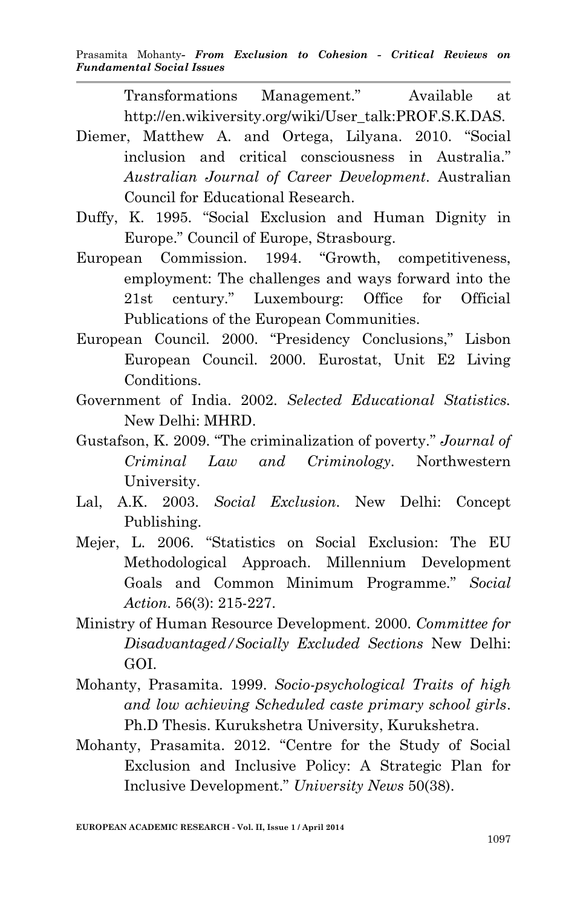Transformations Management." Available at http://en.wikiversity.org/wiki/User_talk:PROF.S.K.DAS.

Diemer, Matthew A. and Ortega, Lilyana. 2010. "Social inclusion and critical consciousness in Australia." *Australian Journal of Career Development*. Australian Council for Educational Research.

Duffy, K. 1995. "Social Exclusion and Human Dignity in Europe." Council of Europe, Strasbourg.

European Commission. 1994. "Growth, competitiveness, employment: The challenges and ways forward into the 21st century." Luxembourg: Office for Official Publications of the European Communities.

European Council. 2000. "Presidency Conclusions," Lisbon European Council. 2000. Eurostat, Unit E2 Living Conditions.

Government of India. 2002. *Selected Educational Statistics.* New Delhi: MHRD.

Gustafson, K. 2009. "The criminalization of poverty." *Journal of Criminal Law and Criminology*. Northwestern University.

Lal, A.K. 2003. *Social Exclusion*. New Delhi: Concept Publishing.

Mejer, L. 2006. "Statistics on Social Exclusion: The EU Methodological Approach. Millennium Development Goals and Common Minimum Programme." *Social Action.* 56(3): 215-227.

Ministry of Human Resource Development. 2000. *Committee for Disadvantaged/Socially Excluded Sections* New Delhi: GOI.

Mohanty, Prasamita. 1999. *Socio-psychological Traits of high and low achieving Scheduled caste primary school girls*. Ph.D Thesis. Kurukshetra University, Kurukshetra.

Mohanty, Prasamita. 2012. "Centre for the Study of Social Exclusion and Inclusive Policy: A Strategic Plan for Inclusive Development." *University News* 50(38).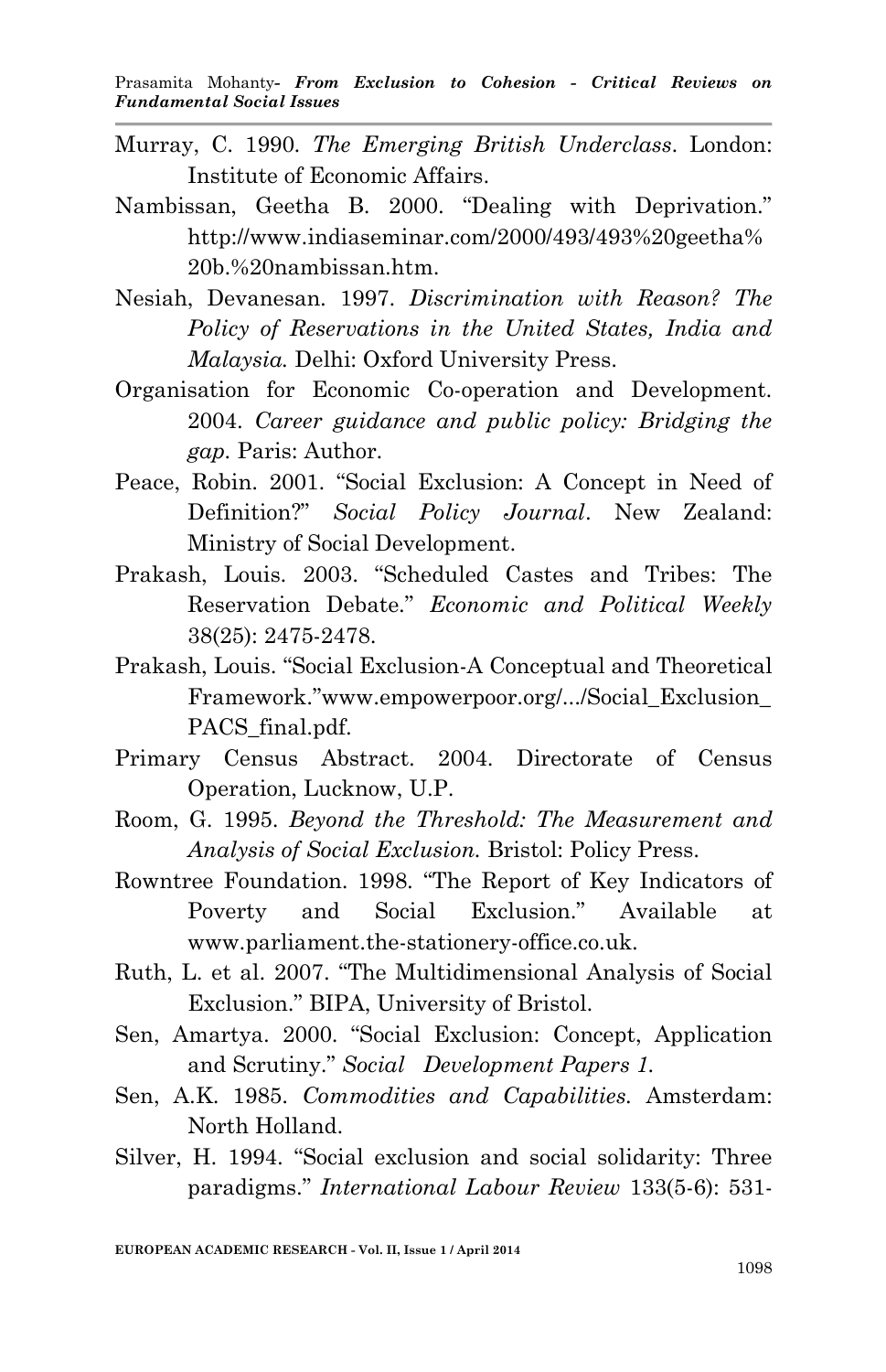Murray, C. 1990. *The Emerging British Underclass*. London: Institute of Economic Affairs.

Nambissan, Geetha B. 2000. "Dealing with Deprivation." http://www.indiaseminar.com/2000/493/493%20geetha%20b.%20nambissan.htm.

Nesiah, Devanesan. 1997. *Discrimination with Reason? The Policy of Reservations in the United States, India and Malaysia.* Delhi: Oxford University Press.

Organisation for Economic Co-operation and Development. 2004. *Career guidance and public policy: Bridging the gap.* Paris: Author.

Peace, Robin. 2001. "Social Exclusion: A Concept in Need of Definition?" *Social Policy Journal*. New Zealand: Ministry of Social Development.

Prakash, Louis. 2003. "Scheduled Castes and Tribes: The Reservation Debate." *Economic and Political Weekly* 38(25): 2475-2478.

Prakash, Louis. "Social Exclusion-A Conceptual and Theoretical Framework."www.empowerpoor.org/.../Social_Exclusion_PACS_final.pdf.

Primary Census Abstract. 2004. Directorate of Census Operation, Lucknow, U.P.

Room, G. 1995. *Beyond the Threshold: The Measurement and Analysis of Social Exclusion.* Bristol: Policy Press.

Rowntree Foundation. 1998. "The Report of Key Indicators of Poverty and Social Exclusion." Available at www.parliament.the-stationery-office.co.uk.

Ruth, L. et al. 2007. "The Multidimensional Analysis of Social Exclusion." BIPA, University of Bristol.

Sen, Amartya. 2000. "Social Exclusion: Concept, Application and Scrutiny." *Social Development Papers 1.*

Sen, A.K. 1985. *Commodities and Capabilities.* Amsterdam: North Holland.

Silver, H. 1994. "Social exclusion and social solidarity: Three paradigms." *International Labour Review* 133(5-6): 531-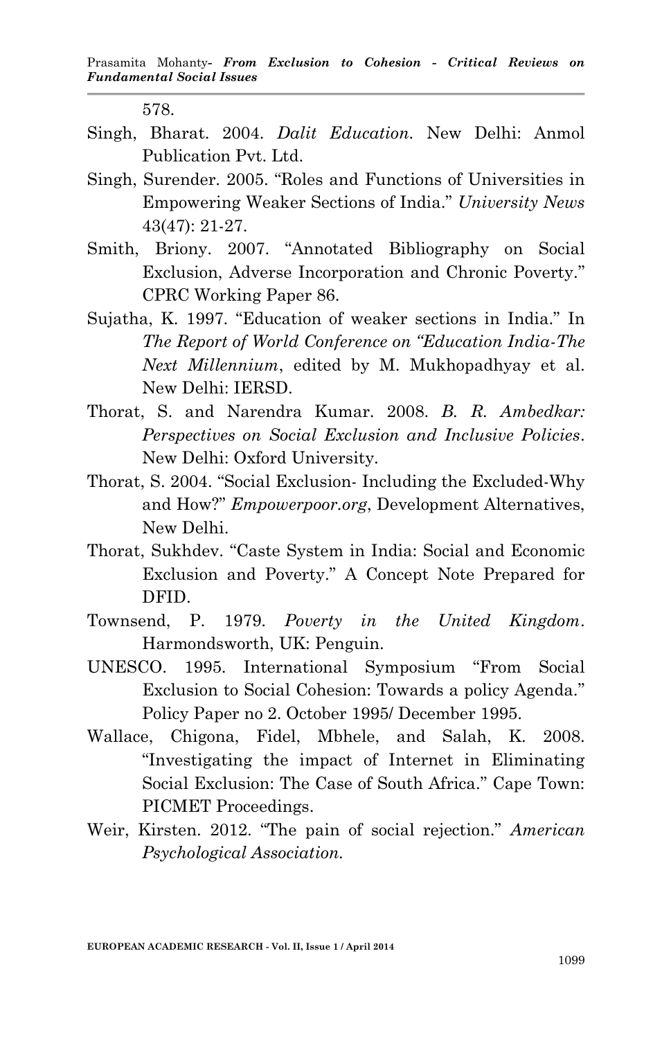578.

Singh, Bharat. 2004. *Dalit Education*. New Delhi: Anmol Publication Pvt. Ltd.

Singh, Surender. 2005. "Roles and Functions of Universities in Empowering Weaker Sections of India." *University News* 43(47): 21-27.

Smith, Briony. 2007. "Annotated Bibliography on Social Exclusion, Adverse Incorporation and Chronic Poverty." CPRC Working Paper 86.

Sujatha, K. 1997. "Education of weaker sections in India." In *The Report of World Conference on "Education India-The Next Millennium*, edited by M. Mukhopadhyay et al. New Delhi: IERSD.

Thorat, S. and Narendra Kumar. 2008. *B. R. Ambedkar: Perspectives on Social Exclusion and Inclusive Policies*. New Delhi: Oxford University.

Thorat, S. 2004. "Social Exclusion- Including the Excluded-Why and How?" *Empowerpoor.org*, Development Alternatives, New Delhi.

Thorat, Sukhdev. "Caste System in India: Social and Economic Exclusion and Poverty." A Concept Note Prepared for DFID.

Townsend, P. 1979. *Poverty in the United Kingdom*. Harmondsworth, UK: Penguin.

UNESCO. 1995. International Symposium "From Social Exclusion to Social Cohesion: Towards a policy Agenda." Policy Paper no 2. October 1995/ December 1995.

Wallace, Chigona, Fidel, Mbhele, and Salah, K. 2008. "Investigating the impact of Internet in Eliminating Social Exclusion: The Case of South Africa." Cape Town: PICMET Proceedings.

Weir, Kirsten. 2012. "The pain of social rejection." *American Psychological Association.*